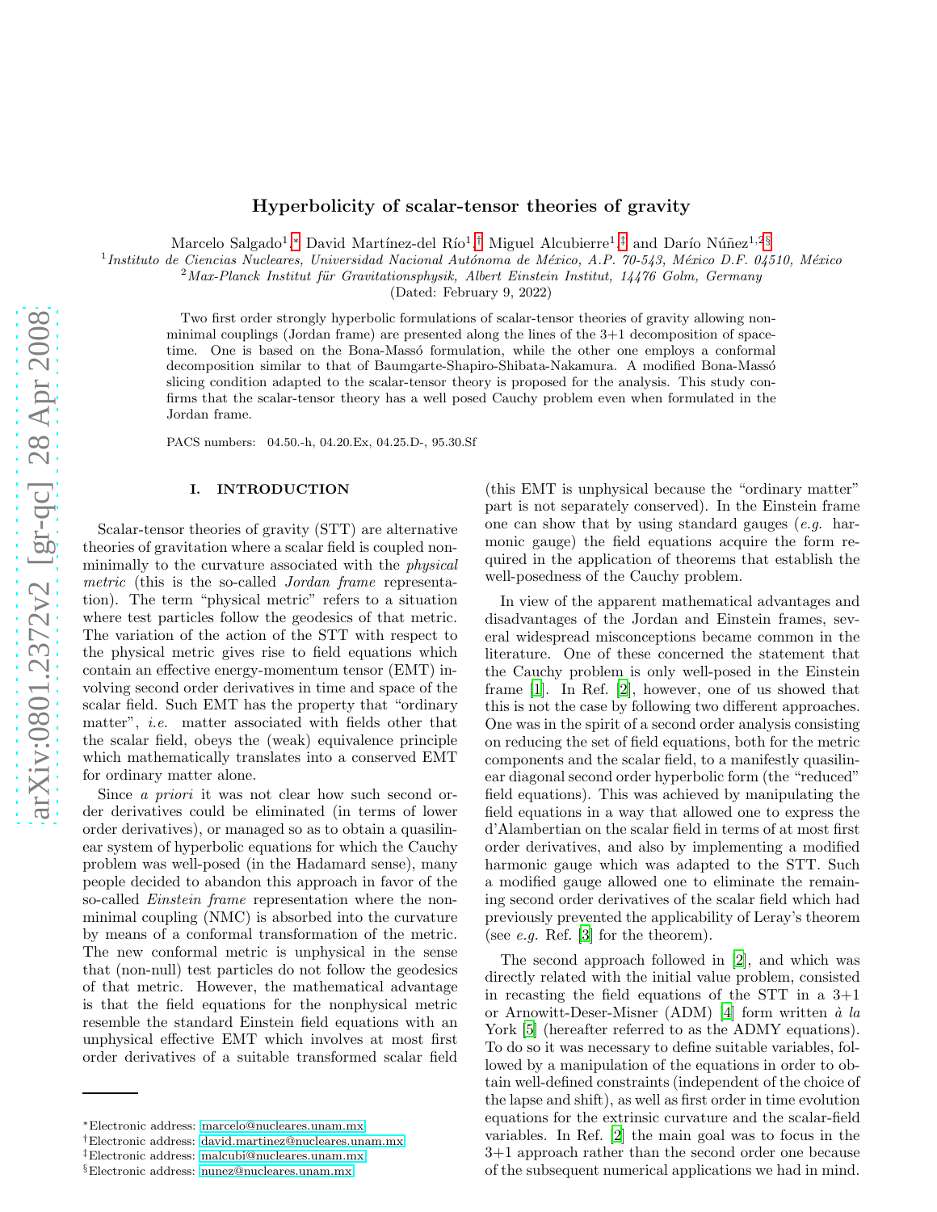# Hyperbolicity of scalar-tensor theories of gravity

Marcelo Salgado[1,*], David Martínez-del Río[1,†], Miguel Alcubierre[1,‡] and Darío Núñez[1,2,§]

[1] *Instituto de Ciencias Nucleares, Universidad Nacional Autónoma de México, A.P. 70-543, México D.F. 04510, México*
[2] *Max-Planck Institut für Gravitationsphysik, Albert Einstein Institut, 14476 Golm, Germany*

(Dated: February 9, 2022)

Two first order strongly hyperbolic formulations of scalar-tensor theories of gravity allowing nonminimal couplings (Jordan frame) are presented along the lines of the 3+1 decomposition of spacetime. One is based on the Bona-Massó formulation, while the other one employs a conformal decomposition similar to that of Baumgarte-Shapiro-Shibata-Nakamura. A modified Bona-Massó slicing condition adapted to the scalar-tensor theory is proposed for the analysis. This study confirms that the scalar-tensor theory has a well posed Cauchy problem even when formulated in the Jordan frame.

PACS numbers: 04.50.-h, 04.20.Ex, 04.25.D-, 95.30.Sf

## I. INTRODUCTION

Scalar-tensor theories of gravity (STT) are alternative theories of gravitation where a scalar field is coupled nonminimally to the curvature associated with the *physical metric* (this is the so-called *Jordan frame* representation). The term "physical metric" refers to a situation where test particles follow the geodesics of that metric. The variation of the action of the STT with respect to the physical metric gives rise to field equations which contain an effective energy-momentum tensor (EMT) involving second order derivatives in time and space of the scalar field. Such EMT has the property that "ordinary matter", *i.e.* matter associated with fields other that the scalar field, obeys the (weak) equivalence principle which mathematically translates into a conserved EMT for ordinary matter alone.

Since *a priori* it was not clear how such second order derivatives could be eliminated (in terms of lower order derivatives), or managed so as to obtain a quasilinear system of hyperbolic equations for which the Cauchy problem was well-posed (in the Hadamard sense), many people decided to abandon this approach in favor of the so-called *Einstein frame* representation where the nonminimal coupling (NMC) is absorbed into the curvature by means of a conformal transformation of the metric. The new conformal metric is unphysical in the sense that (non-null) test particles do not follow the geodesics of that metric. However, the mathematical advantage is that the field equations for the nonphysical metric resemble the standard Einstein field equations with an unphysical effective EMT which involves at most first order derivatives of a suitable transformed scalar field (this EMT is unphysical because the "ordinary matter" part is not separately conserved). In the Einstein frame one can show that by using standard gauges (*e.g.* harmonic gauge) the field equations acquire the form required in the application of theorems that establish the well-posedness of the Cauchy problem.

In view of the apparent mathematical advantages and disadvantages of the Jordan and Einstein frames, several widespread misconceptions became common in the literature. One of these concerned the statement that the Cauchy problem is only well-posed in the Einstein frame [1]. In Ref. [2], however, one of us showed that this is not the case by following two different approaches. One was in the spirit of a second order analysis consisting on reducing the set of field equations, both for the metric components and the scalar field, to a manifestly quasilinear diagonal second order hyperbolic form (the "reduced" field equations). This was achieved by manipulating the field equations in a way that allowed one to express the d'Alambertian on the scalar field in terms of at most first order derivatives, and also by implementing a modified harmonic gauge which was adapted to the STT. Such a modified gauge allowed one to eliminate the remaining second order derivatives of the scalar field which had previously prevented the applicability of Leray's theorem (see *e.g.* Ref. [3] for the theorem).

The second approach followed in [2], and which was directly related with the initial value problem, consisted in recasting the field equations of the STT in a 3+1 or Arnowitt-Deser-Misner (ADM) [4] form written *à la* York [5] (hereafter referred to as the ADMY equations). To do so it was necessary to define suitable variables, followed by a manipulation of the equations in order to obtain well-defined constraints (independent of the choice of the lapse and shift), as well as first order in time evolution equations for the extrinsic curvature and the scalar-field variables. In Ref. [2] the main goal was to focus in the 3+1 approach rather than the second order one because of the subsequent numerical applications we had in mind.

---

*Electronic address: marcelo@nucleares.unam.mx
†Electronic address: david.martinez@nucleares.unam.mx
‡Electronic address: malcubi@nucleares.unam.mx
§Electronic address: nunez@nucleares.unam.mx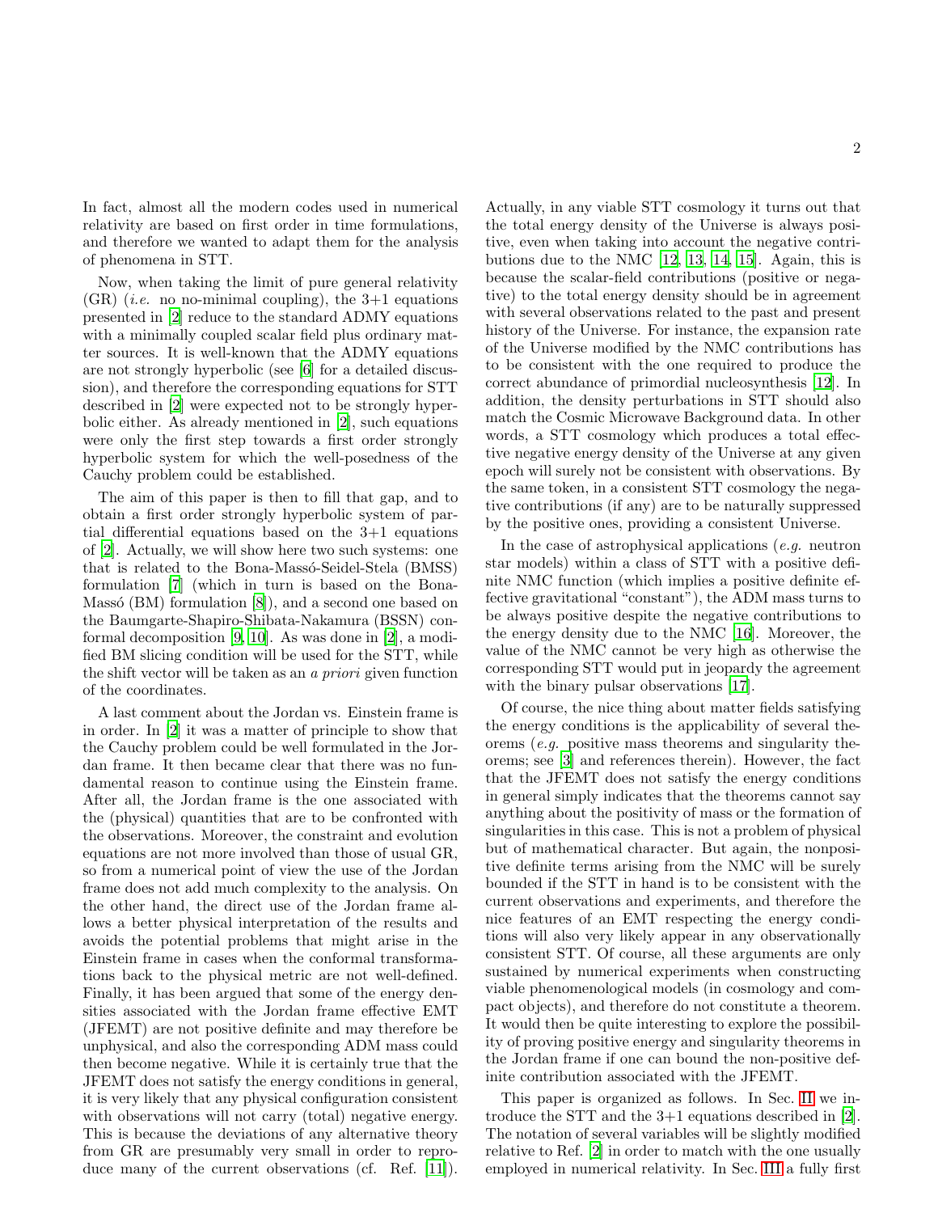In fact, almost all the modern codes used in numerical relativity are based on first order in time formulations, and therefore we wanted to adapt them for the analysis of phenomena in STT.

Now, when taking the limit of pure general relativity (GR) (*i.e.* no no-minimal coupling), the 3+1 equations presented in [2] reduce to the standard ADMY equations with a minimally coupled scalar field plus ordinary matter sources. It is well-known that the ADMY equations are not strongly hyperbolic (see [6] for a detailed discussion), and therefore the corresponding equations for STT described in [2] were expected not to be strongly hyperbolic either. As already mentioned in [2], such equations were only the first step towards a first order strongly hyperbolic system for which the well-posedness of the Cauchy problem could be established.

The aim of this paper is then to fill that gap, and to obtain a first order strongly hyperbolic system of partial differential equations based on the 3+1 equations of [2]. Actually, we will show here two such systems: one that is related to the Bona-Massó-Seidel-Stela (BMSS) formulation [7] (which in turn is based on the Bona-Massó (BM) formulation [8]), and a second one based on the Baumgarte-Shapiro-Shibata-Nakamura (BSSN) conformal decomposition [9, 10]. As was done in [2], a modified BM slicing condition will be used for the STT, while the shift vector will be taken as an *a priori* given function of the coordinates.

A last comment about the Jordan vs. Einstein frame is in order. In [2] it was a matter of principle to show that the Cauchy problem could be well formulated in the Jordan frame. It then became clear that there was no fundamental reason to continue using the Einstein frame. After all, the Jordan frame is the one associated with the (physical) quantities that are to be confronted with the observations. Moreover, the constraint and evolution equations are not more involved than those of usual GR, so from a numerical point of view the use of the Jordan frame does not add much complexity to the analysis. On the other hand, the direct use of the Jordan frame allows a better physical interpretation of the results and avoids the potential problems that might arise in the Einstein frame in cases when the conformal transformations back to the physical metric are not well-defined. Finally, it has been argued that some of the energy densities associated with the Jordan frame effective EMT (JFEMT) are not positive definite and may therefore be unphysical, and also the corresponding ADM mass could then become negative. While it is certainly true that the JFEMT does not satisfy the energy conditions in general, it is very likely that any physical configuration consistent with observations will not carry (total) negative energy. This is because the deviations of any alternative theory from GR are presumably very small in order to reproduce many of the current observations (cf. Ref. [11]). Actually, in any viable STT cosmology it turns out that the total energy density of the Universe is always positive, even when taking into account the negative contributions due to the NMC [12, 13, 14, 15]. Again, this is because the scalar-field contributions (positive or negative) to the total energy density should be in agreement with several observations related to the past and present history of the Universe. For instance, the expansion rate of the Universe modified by the NMC contributions has to be consistent with the one required to produce the correct abundance of primordial nucleosynthesis [12]. In addition, the density perturbations in STT should also match the Cosmic Microwave Background data. In other words, a STT cosmology which produces a total effective negative energy density of the Universe at any given epoch will surely not be consistent with observations. By the same token, in a consistent STT cosmology the negative contributions (if any) are to be naturally suppressed by the positive ones, providing a consistent Universe.

In the case of astrophysical applications (*e.g.* neutron star models) within a class of STT with a positive definite NMC function (which implies a positive definite effective gravitational "constant"), the ADM mass turns to be always positive despite the negative contributions to the energy density due to the NMC [16]. Moreover, the value of the NMC cannot be very high as otherwise the corresponding STT would put in jeopardy the agreement with the binary pulsar observations [17].

Of course, the nice thing about matter fields satisfying the energy conditions is the applicability of several theorems (*e.g.* positive mass theorems and singularity theorems; see [3] and references therein). However, the fact that the JFEMT does not satisfy the energy conditions in general simply indicates that the theorems cannot say anything about the positivity of mass or the formation of singularities in this case. This is not a problem of physical but of mathematical character. But again, the nonpositive definite terms arising from the NMC will be surely bounded if the STT in hand is to be consistent with the current observations and experiments, and therefore the nice features of an EMT respecting the energy conditions will also very likely appear in any observationally consistent STT. Of course, all these arguments are only sustained by numerical experiments when constructing viable phenomenological models (in cosmology and compact objects), and therefore do not constitute a theorem. It would then be quite interesting to explore the possibility of proving positive energy and singularity theorems in the Jordan frame if one can bound the non-positive definite contribution associated with the JFEMT.

This paper is organized as follows. In Sec. II we introduce the STT and the 3+1 equations described in [2]. The notation of several variables will be slightly modified relative to Ref. [2] in order to match with the one usually employed in numerical relativity. In Sec. III a fully first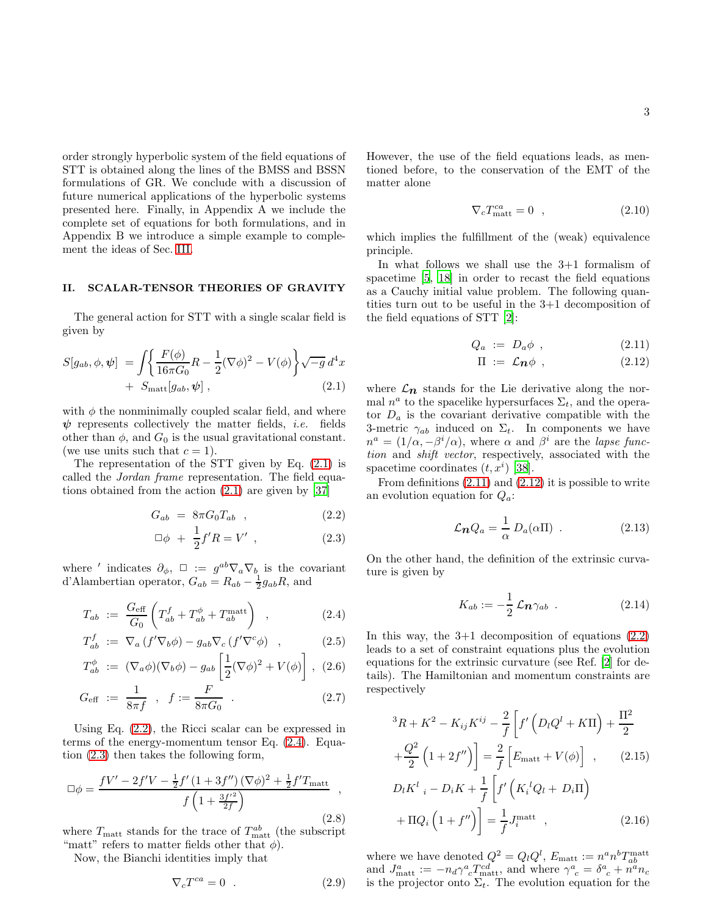order strongly hyperbolic system of the field equations of STT is obtained along the lines of the BMSS and BSSN formulations of GR. We conclude with a discussion of future numerical applications of the hyperbolic systems presented here. Finally, in Appendix A we include the complete set of equations for both formulations, and in Appendix B we introduce a simple example to complement the ideas of Sec. III.

## II. SCALAR-TENSOR THEORIES OF GRAVITY

The general action for STT with a single scalar field is given by

$$
\begin{aligned}
S[g_{ab},\phi,\boldsymbol{\psi}] \; &= \int\left\{\frac{F(\phi)}{16\pi G_0}R - \frac{1}{2}(\nabla\phi)^2 - V(\phi)\right\}\sqrt{-g}\,d^4x \\
&+ \; S_{\rm matt}[g_{ab},\boldsymbol{\psi}] \; ,
\end{aligned} \tag{2.1}
$$

with $\phi$ the nonminimally coupled scalar field, and where $\boldsymbol{\psi}$ represents collectively the matter fields, *i.e.* fields other than $\phi$, and $G_0$ is the usual gravitational constant. (we use units such that $c=1$).

The representation of the STT given by Eq. (2.1) is called the *Jordan frame* representation. The field equations obtained from the action (2.1) are given by [37]

$$
G_{ab} \; = \; 8\pi G_0 T_{ab} \;\; , \tag{2.2}
$$

$$
\Box\phi \; + \; \frac{1}{2}f'R = V' \;\; , \tag{2.3}
$$

where $'$ indicates $\partial_\phi$, $\Box := g^{ab}\nabla_a\nabla_b$ is the covariant d'Alambertian operator, $G_{ab} = R_{ab} - \frac{1}{2}g_{ab}R$, and

$$
T_{ab} \; := \; \frac{G_{\rm eff}}{G_0}\left(T^f_{ab} + T^\phi_{ab} + T^{\rm matt}_{ab}\right) \;\; , \tag{2.4}
$$

$$
T^f_{ab} \; := \; \nabla_a\left(f'\nabla_b\phi\right) - g_{ab}\nabla_c\left(f'\nabla^c\phi\right) \;\; , \tag{2.5}
$$

$$
T^\phi_{ab} \; := \; (\nabla_a\phi)(\nabla_b\phi) - g_{ab}\left[\frac{1}{2}(\nabla\phi)^2 + V(\phi)\right] \; , \tag{2.6}
$$

$$
G_{\rm eff} \; := \; \frac{1}{8\pi f} \;\;\; , \;\;\; f := \frac{F}{8\pi G_0} \;\; . \tag{2.7}
$$

Using Eq. (2.2), the Ricci scalar can be expressed in terms of the energy-momentum tensor Eq. (2.4). Equation (2.3) then takes the following form,

$$
\Box\phi = \frac{fV' - 2f'V - \frac{1}{2}f'\left(1+3f''\right)(\nabla\phi)^2 + \frac{1}{2}f'T_{\rm matt}}{f\left(1+\frac{3f'^2}{2f}\right)} \;\; , \tag{2.8}
$$

where $T_{\rm matt}$ stands for the trace of $T^{ab}_{\rm matt}$ (the subscript "matt" refers to matter fields other that $\phi$).

Now, the Bianchi identities imply that

$$
\nabla_c T^{ca} = 0 \;\; . \tag{2.9}
$$

However, the use of the field equations leads, as mentioned before, to the conservation of the EMT of the matter alone

$$
\nabla_c T^{ca}_{\rm matt} = 0 \;\; , \tag{2.10}
$$

which implies the fulfillment of the (weak) equivalence principle.

In what follows we shall use the 3+1 formalism of spacetime [5, 18] in order to recast the field equations as a Cauchy initial value problem. The following quantities turn out to be useful in the 3+1 decomposition of the field equations of STT [2]:

$$
Q_a \; := \; D_a\phi \;\; , \tag{2.11}
$$

$$
\Pi \; := \; \mathcal{L}_{\boldsymbol{n}}\phi \;\; , \tag{2.12}
$$

where $\mathcal{L}_{\boldsymbol{n}}$ stands for the Lie derivative along the normal $n^a$ to the spacelike hypersurfaces $\Sigma_t$, and the operator $D_a$ is the covariant derivative compatible with the 3-metric $\gamma_{ab}$ induced on $\Sigma_t$. In components we have $n^a = (1/\alpha, -\beta^i/\alpha)$, where $\alpha$ and $\beta^i$ are the *lapse function* and *shift vector*, respectively, associated with the spacetime coordinates $(t, x^i)$ [38].

From definitions (2.11) and (2.12) it is possible to write an evolution equation for $Q_a$:

$$
\mathcal{L}_{\boldsymbol{n}}Q_a = \frac{1}{\alpha}\,D_a(\alpha\Pi) \;\; . \tag{2.13}
$$

On the other hand, the definition of the extrinsic curvature is given by

$$
K_{ab} := -\frac{1}{2}\,\mathcal{L}_{\boldsymbol{n}}\gamma_{ab} \;\; . \tag{2.14}
$$

In this way, the 3+1 decomposition of equations (2.2) leads to a set of constraint equations plus the evolution equations for the extrinsic curvature (see Ref. [2] for details). The Hamiltonian and momentum constraints are respectively

$$
\begin{aligned}
&{}^3R + K^2 - K_{ij}K^{ij} - \frac{2}{f}\left[f'\left(D_lQ^l + K\Pi\right) + \frac{\Pi^2}{2}\right. \\
&\left. + \frac{Q^2}{2}\left(1+2f''\right)\right] = \frac{2}{f}\left[E_{\rm matt} + V(\phi)\right] \;\; ,
\end{aligned} \tag{2.15}
$$

$$
\begin{aligned}
&D_lK^l{}_i - D_iK + \frac{1}{f}\left[f'\left(K_i{}^lQ_l + D_i\Pi\right)\right. \\
&\left. + \Pi Q_i\left(1+f''\right)\right] = \frac{1}{f}J^{\rm matt}_i \;\; ,
\end{aligned} \tag{2.16}
$$

where we have denoted $Q^2 = Q_lQ^l$, $E_{\rm matt} := n^an^bT^{\rm matt}_{ab}$ and $J^a_{\rm matt} := -n_d\gamma^a{}_cT^{cd}_{\rm matt}$, and where $\gamma^a{}_c = \delta^a{}_c + n^an_c$ is the projector onto $\Sigma_t$. The evolution equation for the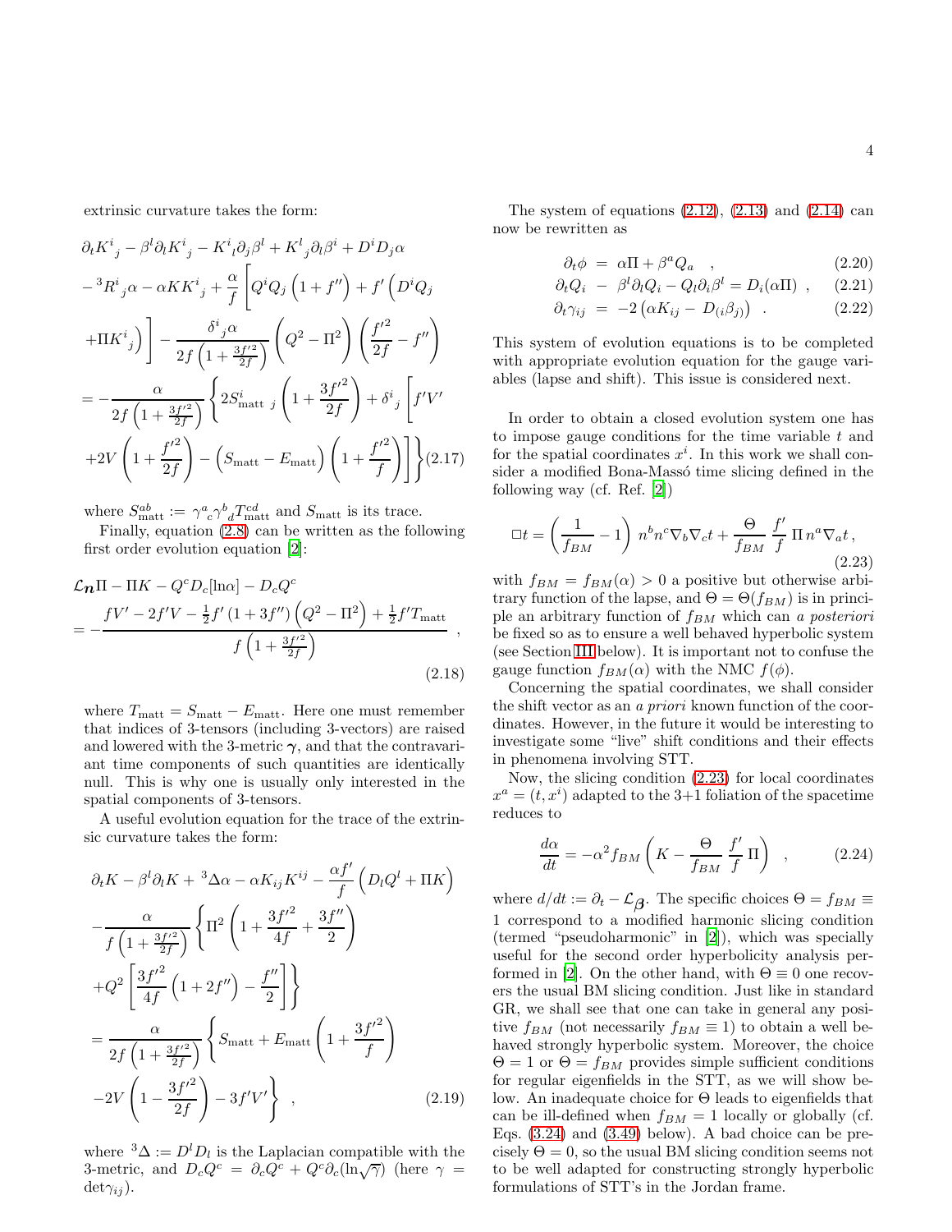extrinsic curvature takes the form:

$$
\begin{aligned}
&\partial_t K^i{}_j - \beta^l \partial_l K^i{}_j - K^i{}_l \partial_j \beta^l + K^l{}_j \partial_l \beta^i + D^i D_j \alpha \\
&- {}^3R^i{}_j \alpha - \alpha K K^i{}_j + \frac{\alpha}{f}\Bigg[ Q^i Q_j \left(1 + f''\right) + f'\Big(D^i Q_j \\
&+ \Pi K^i{}_j\Big)\Bigg] - \frac{\delta^i{}_j \alpha}{2f\left(1+\frac{3f'^2}{2f}\right)}\left(Q^2 - \Pi^2\right)\left(\frac{f'^2}{2f} - f''\right) \\
&= -\frac{\alpha}{2f\left(1+\frac{3f'^2}{2f}\right)}\Bigg\{ 2S^i_{\mathrm{matt}\ j}\left(1 + \frac{3f'^2}{2f}\right) + \delta^i{}_j \Bigg[ f'V' \\
&+ 2V\left(1 + \frac{f'^2}{2f}\right) - \Big(S_{\mathrm{matt}} - E_{\mathrm{matt}}\Big)\left(1 + \frac{f'^2}{f}\right)\Bigg]\Bigg\} \qquad (2.17)
\end{aligned}
$$

where $S^{ab}_{\mathrm{matt}} := \gamma^a{}_c \gamma^b{}_d T^{cd}_{\mathrm{matt}}$ and $S_{\mathrm{matt}}$ is its trace.

Finally, equation (2.8) can be written as the following first order evolution equation [2]:

$$
\begin{aligned}
&\mathcal{L}_{\boldsymbol{n}}\Pi - \Pi K - Q^c D_c[\ln\alpha] - D_c Q^c \\
&= -\frac{fV' - 2f'V - \frac{1}{2}f'\left(1 + 3f''\right)\left(Q^2 - \Pi^2\right) + \frac{1}{2}f' T_{\mathrm{matt}}}{f\left(1 + \frac{3f'^2}{2f}\right)} \ ,
\end{aligned}
\qquad (2.18)
$$

where $T_{\mathrm{matt}} = S_{\mathrm{matt}} - E_{\mathrm{matt}}$. Here one must remember that indices of 3-tensors (including 3-vectors) are raised and lowered with the 3-metric $\boldsymbol{\gamma}$, and that the contravariant time components of such quantities are identically null. This is why one is usually only interested in the spatial components of 3-tensors.

A useful evolution equation for the trace of the extrinsic curvature takes the form:

$$
\begin{aligned}
&\partial_t K - \beta^l \partial_l K + {}^3\Delta\alpha - \alpha K_{ij}K^{ij} - \frac{\alpha f'}{f}\left(D_l Q^l + \Pi K\right) \\
&- \frac{\alpha}{f\left(1+\frac{3f'^2}{2f}\right)}\Bigg\{ \Pi^2\left(1 + \frac{3f'^2}{4f} + \frac{3f''}{2}\right) \\
&+ Q^2\left[\frac{3f'^2}{4f}\left(1 + 2f''\right) - \frac{f''}{2}\right]\Bigg\} \\
&= \frac{\alpha}{2f\left(1+\frac{3f'^2}{2f}\right)}\Bigg\{ S_{\mathrm{matt}} + E_{\mathrm{matt}}\left(1 + \frac{3f'^2}{f}\right) \\
&- 2V\left(1 - \frac{3f'^2}{2f}\right) - 3f'V'\Bigg\} \ , \qquad (2.19)
\end{aligned}
$$

where ${}^3\Delta := D^l D_l$ is the Laplacian compatible with the 3-metric, and $D_c Q^c = \partial_c Q^c + Q^c \partial_c(\ln\sqrt{\gamma})$ (here $\gamma = \det\gamma_{ij}$).

The system of equations (2.12), (2.13) and (2.14) can now be rewritten as

$$
\begin{aligned}
\partial_t \phi &= \alpha\Pi + \beta^a Q_a \quad , & (2.20)\\
\partial_t Q_i &- \beta^l \partial_l Q_i - Q_l \partial_i \beta^l = D_i(\alpha\Pi) \ , & (2.21)\\
\partial_t \gamma_{ij} &= -2\left(\alpha K_{ij} - D_{(i}\beta_{j)}\right) \ . & (2.22)
\end{aligned}
$$

This system of evolution equations is to be completed with appropriate evolution equation for the gauge variables (lapse and shift). This issue is considered next.

In order to obtain a closed evolution system one has to impose gauge conditions for the time variable $t$ and for the spatial coordinates $x^i$. In this work we shall consider a modified Bona-Massó time slicing defined in the following way (cf. Ref. [2])

$$
\Box t = \left(\frac{1}{f_{BM}} - 1\right) n^b n^c \nabla_b \nabla_c t + \frac{\Theta}{f_{BM}}\,\frac{f'}{f}\,\Pi\, n^a \nabla_a t \, , \qquad (2.23)
$$

with $f_{BM} = f_{BM}(\alpha) > 0$ a positive but otherwise arbitrary function of the lapse, and $\Theta = \Theta(f_{BM})$ is in principle an arbitrary function of $f_{BM}$ which can *a posteriori* be fixed so as to ensure a well behaved hyperbolic system (see Section III below). It is important not to confuse the gauge function $f_{BM}(\alpha)$ with the NMC $f(\phi)$.

Concerning the spatial coordinates, we shall consider the shift vector as an *a priori* known function of the coordinates. However, in the future it would be interesting to investigate some "live" shift conditions and their effects in phenomena involving STT.

Now, the slicing condition (2.23) for local coordinates $x^a = (t, x^i)$ adapted to the 3+1 foliation of the spacetime reduces to

$$
\frac{d\alpha}{dt} = -\alpha^2 f_{BM}\left(K - \frac{\Theta}{f_{BM}}\,\frac{f'}{f}\,\Pi\right) \quad , \qquad (2.24)
$$

where $d/dt := \partial_t - \mathcal{L}_{\boldsymbol{\beta}}$. The specific choices $\Theta = f_{BM} \equiv 1$ correspond to a modified harmonic slicing condition (termed "pseudoharmonic" in [2]), which was specially useful for the second order hyperbolicity analysis performed in [2]. On the other hand, with $\Theta \equiv 0$ one recovers the usual BM slicing condition. Just like in standard GR, we shall see that one can take in general any positive $f_{BM}$ (not necessarily $f_{BM} \equiv 1$) to obtain a well behaved strongly hyperbolic system. Moreover, the choice $\Theta = 1$ or $\Theta = f_{BM}$ provides simple sufficient conditions for regular eigenfields in the STT, as we will show below. An inadequate choice for $\Theta$ leads to eigenfields that can be ill-defined when $f_{BM} = 1$ locally or globally (cf. Eqs. (3.24) and (3.49) below). A bad choice can be precisely $\Theta = 0$, so the usual BM slicing condition seems not to be well adapted for constructing strongly hyperbolic formulations of STT's in the Jordan frame.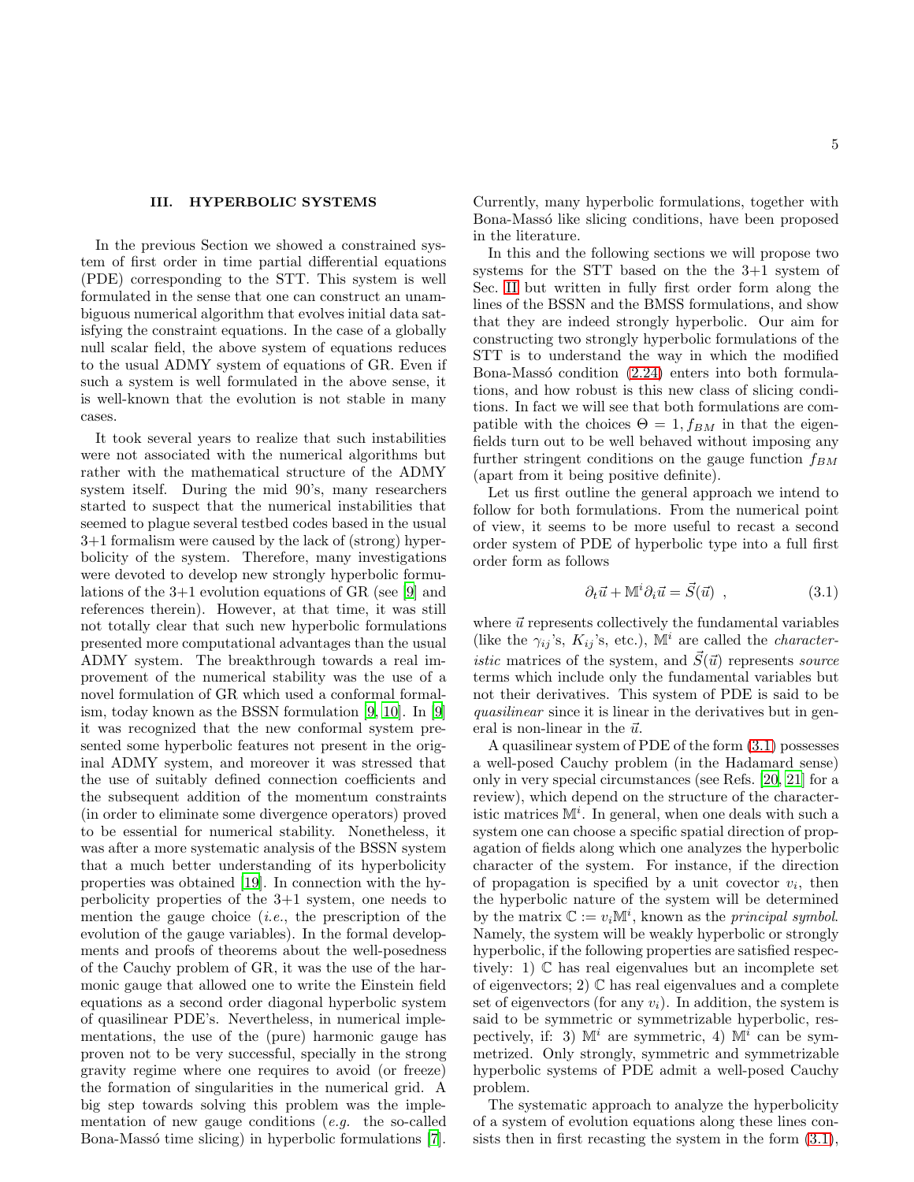## III. HYPERBOLIC SYSTEMS

In the previous Section we showed a constrained system of first order in time partial differential equations (PDE) corresponding to the STT. This system is well formulated in the sense that one can construct an unambiguous numerical algorithm that evolves initial data satisfying the constraint equations. In the case of a globally null scalar field, the above system of equations reduces to the usual ADMY system of equations of GR. Even if such a system is well formulated in the above sense, it is well-known that the evolution is not stable in many cases.

It took several years to realize that such instabilities were not associated with the numerical algorithms but rather with the mathematical structure of the ADMY system itself. During the mid 90's, many researchers started to suspect that the numerical instabilities that seemed to plague several testbed codes based in the usual 3+1 formalism were caused by the lack of (strong) hyperbolicity of the system. Therefore, many investigations were devoted to develop new strongly hyperbolic formulations of the 3+1 evolution equations of GR (see [9] and references therein). However, at that time, it was still not totally clear that such new hyperbolic formulations presented more computational advantages than the usual ADMY system. The breakthrough towards a real improvement of the numerical stability was the use of a novel formulation of GR which used a conformal formalism, today known as the BSSN formulation [9, 10]. In [9] it was recognized that the new conformal system presented some hyperbolic features not present in the original ADMY system, and moreover it was stressed that the use of suitably defined connection coefficients and the subsequent addition of the momentum constraints (in order to eliminate some divergence operators) proved to be essential for numerical stability. Nonetheless, it was after a more systematic analysis of the BSSN system that a much better understanding of its hyperbolicity properties was obtained [19]. In connection with the hyperbolicity properties of the 3+1 system, one needs to mention the gauge choice (*i.e.*, the prescription of the evolution of the gauge variables). In the formal developments and proofs of theorems about the well-posedness of the Cauchy problem of GR, it was the use of the harmonic gauge that allowed one to write the Einstein field equations as a second order diagonal hyperbolic system of quasilinear PDE's. Nevertheless, in numerical implementations, the use of the (pure) harmonic gauge has proven not to be very successful, specially in the strong gravity regime where one requires to avoid (or freeze) the formation of singularities in the numerical grid. A big step towards solving this problem was the implementation of new gauge conditions (*e.g.* the so-called Bona-Massó time slicing) in hyperbolic formulations [7]. Currently, many hyperbolic formulations, together with Bona-Massó like slicing conditions, have been proposed in the literature.

In this and the following sections we will propose two systems for the STT based on the the 3+1 system of Sec. II but written in fully first order form along the lines of the BSSN and the BMSS formulations, and show that they are indeed strongly hyperbolic. Our aim for constructing two strongly hyperbolic formulations of the STT is to understand the way in which the modified Bona-Massó condition (2.24) enters into both formulations, and how robust is this new class of slicing conditions. In fact we will see that both formulations are compatible with the choices $\Theta = 1, f_{BM}$ in that the eigenfields turn out to be well behaved without imposing any further stringent conditions on the gauge function $f_{BM}$ (apart from it being positive definite).

Let us first outline the general approach we intend to follow for both formulations. From the numerical point of view, it seems to be more useful to recast a second order system of PDE of hyperbolic type into a full first order form as follows

$$\partial_t \vec{u} + \mathbb{M}^i \partial_i \vec{u} = \vec{S}(\vec{u}) \ , \tag{3.1}$$

where $\vec{u}$ represents collectively the fundamental variables (like the $\gamma_{ij}$'s, $K_{ij}$'s, etc.), $\mathbb{M}^i$ are called the *characteristic* matrices of the system, and $\vec{S}(\vec{u})$ represents *source* terms which include only the fundamental variables but not their derivatives. This system of PDE is said to be *quasilinear* since it is linear in the derivatives but in general is non-linear in the $\vec{u}$.

A quasilinear system of PDE of the form (3.1) possesses a well-posed Cauchy problem (in the Hadamard sense) only in very special circumstances (see Refs. [20, 21] for a review), which depend on the structure of the characteristic matrices $\mathbb{M}^i$. In general, when one deals with such a system one can choose a specific spatial direction of propagation of fields along which one analyzes the hyperbolic character of the system. For instance, if the direction of propagation is specified by a unit covector $v_i$, then the hyperbolic nature of the system will be determined by the matrix $\mathbb{C} := v_i \mathbb{M}^i$, known as the *principal symbol*. Namely, the system will be weakly hyperbolic or strongly hyperbolic, if the following properties are satisfied respectively: 1) $\mathbb{C}$ has real eigenvalues but an incomplete set of eigenvectors; 2) $\mathbb{C}$ has real eigenvalues and a complete set of eigenvectors (for any $v_i$). In addition, the system is said to be symmetric or symmetrizable hyperbolic, respectively, if: 3) $\mathbb{M}^i$ are symmetric, 4) $\mathbb{M}^i$ can be symmetrized. Only strongly, symmetric and symmetrizable hyperbolic systems of PDE admit a well-posed Cauchy problem.

The systematic approach to analyze the hyperbolicity of a system of evolution equations along these lines consists then in first recasting the system in the form (3.1),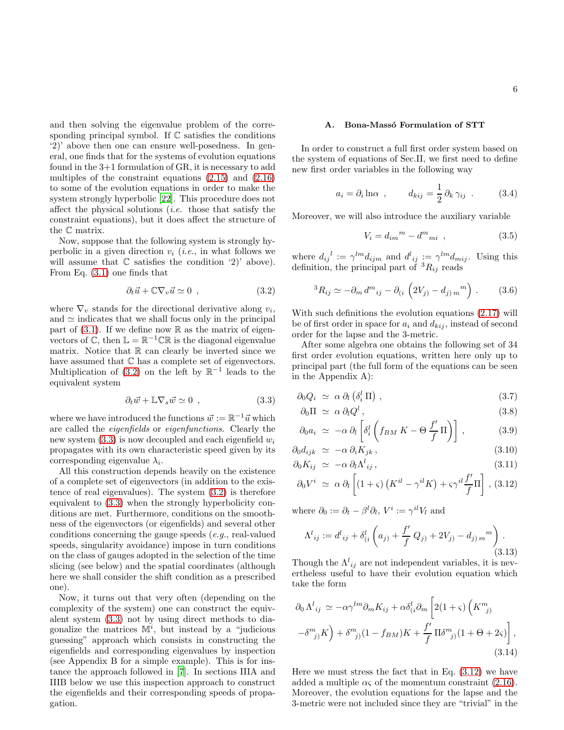and then solving the eigenvalue problem of the corresponding principal symbol. If $\mathbb{C}$ satisfies the conditions '2)' above then one can ensure well-posedness. In general, one finds that for the systems of evolution equations found in the 3+1 formulation of GR, it is necessary to add multiples of the constraint equations (2.15) and (2.16) to some of the evolution equations in order to make the system strongly hyperbolic [22]. This procedure does not affect the physical solutions (*i.e.* those that satisfy the constraint equations), but it does affect the structure of the $\mathbb{C}$ matrix.

Now, suppose that the following system is strongly hyperbolic in a given direction $v_i$ (*i.e.*, in what follows we will assume that $\mathbb{C}$ satisfies the condition '2)' above). From Eq. (3.1) one finds that

$$\partial_t \vec{u} + \mathbb{C}\nabla_v \vec{u} \simeq 0 \ , \tag{3.2}$$

where $\nabla_v$ stands for the directional derivative along $v_i$, and $\simeq$ indicates that we shall focus only in the principal part of (3.1). If we define now $\mathbb{R}$ as the matrix of eigenvectors of $\mathbb{C}$, then $\mathbb{L} = \mathbb{R}^{-1}\mathbb{C}\mathbb{R}$ is the diagonal eigenvalue matrix. Notice that $\mathbb{R}$ can clearly be inverted since we have assumed that $\mathbb{C}$ has a complete set of eigenvectors. Multiplication of (3.2) on the left by $\mathbb{R}^{-1}$ leads to the equivalent system

$$\partial_t \vec{w} + \mathbb{L}\nabla_s \vec{w} \simeq 0 \ , \tag{3.3}$$

where we have introduced the functions $\vec{w} := \mathbb{R}^{-1}\vec{u}$ which are called the *eigenfields* or *eigenfunctions*. Clearly the new system (3.3) is now decoupled and each eigenfield $w_i$ propagates with its own characteristic speed given by its corresponding eigenvalue $\lambda_i$.

All this construction depends heavily on the existence of a complete set of eigenvectors (in addition to the existence of real eigenvalues). The system (3.2) is therefore equivalent to (3.3) when the strongly hyperbolicity conditions are met. Furthermore, conditions on the smoothness of the eigenvectors (or eigenfields) and several other conditions concerning the gauge speeds (*e.g.*, real-valued speeds, singularity avoidance) impose in turn conditions on the class of gauges adopted in the selection of the time slicing (see below) and the spatial coordinates (although here we shall consider the shift condition as a prescribed one).

Now, it turns out that very often (depending on the complexity of the system) one can construct the equivalent system (3.3) not by using direct methods to diagonalize the matrices $\mathbb{M}^i$, but instead by a "judicious guessing" approach which consists in constructing the eigenfields and corresponding eigenvalues by inspection (see Appendix B for a simple example). This is for instance the approach followed in [7]. In sections IIIA and IIIB below we use this inspection approach to construct the eigenfields and their corresponding speeds of propagation.

### A. Bona-Massó Formulation of STT

In order to construct a full first order system based on the system of equations of Sec.II, we first need to define new first order variables in the following way

$$a_i = \partial_i \ln\alpha \ , \qquad d_{kij} = \frac{1}{2}\,\partial_k\,\gamma_{ij} \ . \tag{3.4}$$

Moreover, we will also introduce the auxiliary variable

$$V_i = d_{im}{}^m - d^m{}_{mi} \ , \tag{3.5}$$

where $d_{ij}{}^l := \gamma^{lm} d_{ijm}$ and $d^l{}_{ij} := \gamma^{lm} d_{mij}$. Using this definition, the principal part of ${}^3R_{ij}$ reads

$${}^3R_{ij} \simeq -\partial_m\, d^m{}_{ij} - \partial_{(i}\left(2V_{j)} - d_{j)\,m}{}^m\right) \ . \tag{3.6}$$

With such definitions the evolution equations (2.17) will be of first order in space for $a_i$ and $d_{kij}$, instead of second order for the lapse and the 3-metric.

After some algebra one obtains the following set of 34 first order evolution equations, written here only up to principal part (the full form of the equations can be seen in the Appendix A):

$$\partial_0 Q_i \ \simeq\ \alpha\,\partial_l\left(\delta^l_i\,\Pi\right) , \tag{3.7}$$

$$\partial_0 \Pi \ \simeq\ \alpha\,\partial_l Q^l , \tag{3.8}$$

$$\partial_0 a_i \ \simeq\ -\alpha\,\partial_l\left[\delta^l_i\left(f_{BM}\,K - \Theta\,\frac{f'}{f}\,\Pi\right)\right] , \tag{3.9}$$

$$\partial_0 d_{ijk} \ \simeq\ -\alpha\,\partial_i K_{jk} , \tag{3.10}$$

$$\partial_0 K_{ij} \ \simeq\ -\alpha\,\partial_l \Lambda^l{}_{ij} , \tag{3.11}$$

$$\partial_0 V^i \ \simeq\ \alpha\,\partial_l\left[(1+\varsigma)\left(K^{il} - \gamma^{il}K\right) + \varsigma\gamma^{il}\frac{f'}{f}\Pi\right] , \tag{3.12}$$

where $\partial_0 := \partial_t - \beta^l\partial_l$, $V^i := \gamma^{il}V_l$ and

$$\Lambda^l{}_{ij} := d^l{}_{ij} + \delta^l_{(i}\left(a_{j)} + \frac{f'}{f}\,Q_{j)} + 2V_{j)} - d_{j)\,m}{}^m\right) . \tag{3.13}$$

Though the $\Lambda^l{}_{ij}$ are not independent variables, it is nevertheless useful to have their evolution equation which take the form

$$\partial_0 \Lambda^l{}_{ij} \simeq -\alpha\gamma^{lm}\partial_m K_{ij} + \alpha\delta^l_{(i}\partial_m\left[2(1+\varsigma)\left(K^m{}_{j)} - \delta^m{}_{j)}K\right) + \delta^m{}_{j)}(1-f_{BM})K + \frac{f'}{f}\,\Pi\delta^m{}_{j)}(1+\Theta+2\varsigma)\right] , \tag{3.14}$$

Here we must stress the fact that in Eq. (3.12) we have added a multiple $\alpha\varsigma$ of the momentum constraint (2.16). Moreover, the evolution equations for the lapse and the 3-metric were not included since they are "trivial" in the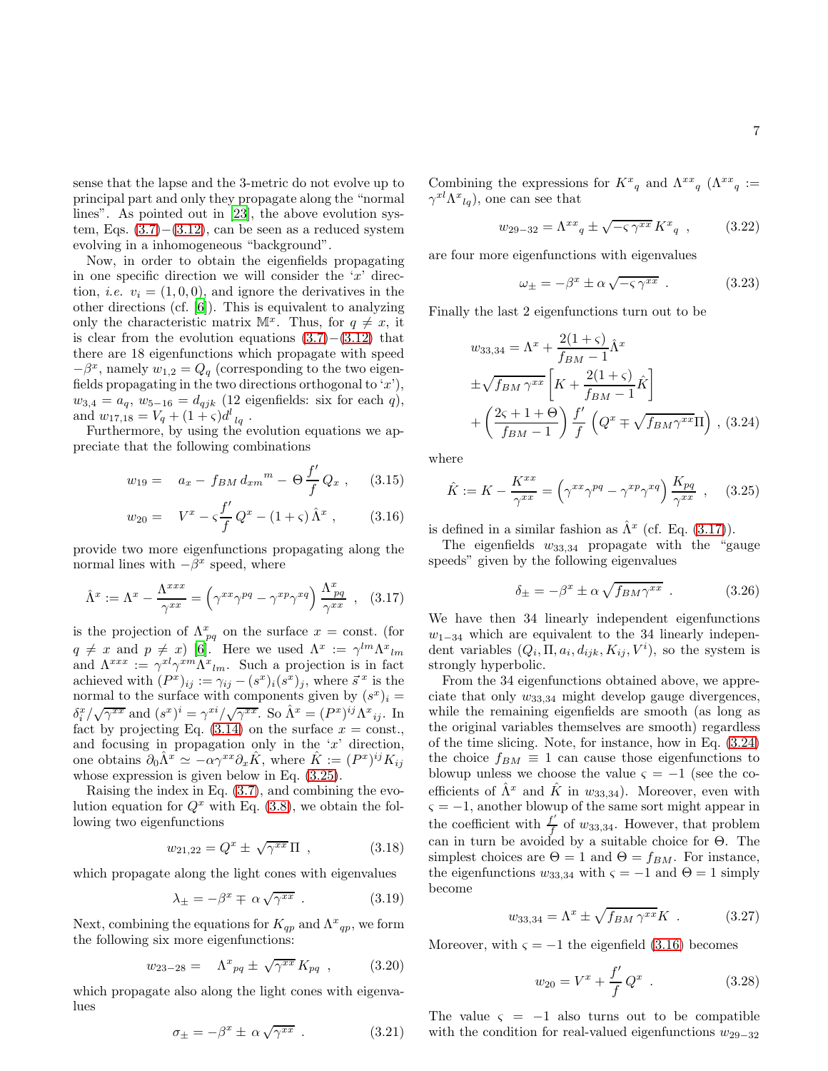sense that the lapse and the 3-metric do not evolve up to principal part and only they propagate along the "normal lines". As pointed out in [23], the above evolution system, Eqs. (3.7)−(3.12), can be seen as a reduced system evolving in a inhomogeneous "background".

Now, in order to obtain the eigenfields propagating in one specific direction we will consider the '$x$' direction, *i.e.* $v_i = (1,0,0)$, and ignore the derivatives in the other directions (cf. [6]). This is equivalent to analyzing only the characteristic matrix $\mathbb{M}^x$. Thus, for $q \neq x$, it is clear from the evolution equations (3.7)−(3.12) that there are 18 eigenfunctions which propagate with speed $-\beta^x$, namely $w_{1,2} = Q_q$ (corresponding to the two eigenfields propagating in the two directions orthogonal to '$x$'), $w_{3,4} = a_q$, $w_{5-16} = d_{qjk}$ (12 eigenfields: six for each $q$), and $w_{17,18} = V_q + (1+\varsigma) d^l{}_{lq}$ .

Furthermore, by using the evolution equations we appreciate that the following combinations

$$w_{19} = \quad a_x - f_{BM}\, d_{xm}{}^m - \Theta \frac{f'}{f} Q_x \ , \qquad (3.15)$$

$$w_{20} = \quad V^x - \varsigma \frac{f'}{f} Q^x - (1+\varsigma)\, \hat{\Lambda}^x \ , \qquad (3.16)$$

provide two more eigenfunctions propagating along the normal lines with $-\beta^x$ speed, where

$$\hat{\Lambda}^x := \Lambda^x - \frac{\Lambda^{xxx}}{\gamma^{xx}} = \left(\gamma^{xx}\gamma^{pq} - \gamma^{xp}\gamma^{xq}\right) \frac{\Lambda^x{}_{pq}}{\gamma^{xx}} \ , \qquad (3.17)$$

is the projection of $\Lambda^x{}_{pq}$ on the surface $x = $ const. (for $q \neq x$ and $p \neq x$) [6]. Here we used $\Lambda^x := \gamma^{lm}\Lambda^x{}_{lm}$ and $\Lambda^{xxx} := \gamma^{xl}\gamma^{xm}\Lambda^x{}_{lm}$. Such a projection is in fact achieved with $(P^x)_{ij} := \gamma_{ij} - (s^x)_i (s^x)_j$, where $\vec{s}^{\,x}$ is the normal to the surface with components given by $(s^x)_i = \delta^x_i/\sqrt{\gamma^{xx}}$ and $(s^x)^i = \gamma^{xi}/\sqrt{\gamma^{xx}}$. So $\hat{\Lambda}^x = (P^x)^{ij}\Lambda^x{}_{ij}$. In fact by projecting Eq. (3.14) on the surface $x = $ const., and focusing in propagation only in the '$x$' direction, one obtains $\partial_0 \hat{\Lambda}^x \simeq -\alpha\gamma^{xx}\partial_x \hat{K}$, where $\hat{K} := (P^x)^{ij} K_{ij}$ whose expression is given below in Eq. (3.25).

Raising the index in Eq. (3.7), and combining the evolution equation for $Q^x$ with Eq. (3.8), we obtain the following two eigenfunctions

$$w_{21,22} = Q^x \pm \sqrt{\gamma^{xx}}\,\Pi \ , \qquad (3.18)$$

which propagate along the light cones with eigenvalues

$$\lambda_\pm = -\beta^x \mp \alpha\sqrt{\gamma^{xx}} \ . \qquad (3.19)$$

Next, combining the equations for $K_{qp}$ and $\Lambda^x{}_{qp}$, we form the following six more eigenfunctions:

$$w_{23-28} = \quad \Lambda^x{}_{pq} \pm \sqrt{\gamma^{xx}}\, K_{pq} \ , \qquad (3.20)$$

which propagate also along the light cones with eigenvalues

$$\sigma_\pm = -\beta^x \pm \alpha\sqrt{\gamma^{xx}} \ . \qquad (3.21)$$

Combining the expressions for $K^x{}_q$ and $\Lambda^{xx}{}_q$ ($\Lambda^{xx}{}_q := \gamma^{xl}\Lambda^x{}_{lq}$), one can see that

$$w_{29-32} = \Lambda^{xx}{}_q \pm \sqrt{-\varsigma\,\gamma^{xx}}\, K^x{}_q \ , \qquad (3.22)$$

are four more eigenfunctions with eigenvalues

$$\omega_\pm = -\beta^x \pm \alpha\sqrt{-\varsigma\,\gamma^{xx}} \ . \qquad (3.23)$$

Finally the last 2 eigenfunctions turn out to be

$$\begin{aligned} w_{33,34} &= \Lambda^x + \frac{2(1+\varsigma)}{f_{BM}-1}\hat{\Lambda}^x \\ &\pm \sqrt{f_{BM}\,\gamma^{xx}} \left[ K + \frac{2(1+\varsigma)}{f_{BM}-1}\hat{K} \right] \\ &+ \left( \frac{2\varsigma + 1 + \Theta}{f_{BM}-1} \right) \frac{f'}{f} \left( Q^x \mp \sqrt{f_{BM}\gamma^{xx}}\,\Pi \right) , \end{aligned} \qquad (3.24)$$

where

$$\hat{K} := K - \frac{K^{xx}}{\gamma^{xx}} = \left(\gamma^{xx}\gamma^{pq} - \gamma^{xp}\gamma^{xq}\right) \frac{K_{pq}}{\gamma^{xx}} \ , \qquad (3.25)$$

is defined in a similar fashion as $\hat{\Lambda}^x$ (cf. Eq. (3.17)).

The eigenfields $w_{33,34}$ propagate with the "gauge speeds" given by the following eigenvalues

$$\delta_\pm = -\beta^x \pm \alpha\sqrt{f_{BM}\gamma^{xx}} \ . \qquad (3.26)$$

We have then 34 linearly independent eigenfunctions $w_{1-34}$ which are equivalent to the 34 linearly independent variables $(Q_i, \Pi, a_i, d_{ijk}, K_{ij}, V^i)$, so the system is strongly hyperbolic.

From the 34 eigenfunctions obtained above, we appreciate that only $w_{33,34}$ might develop gauge divergences, while the remaining eigenfields are smooth (as long as the original variables themselves are smooth) regardless of the time slicing. Note, for instance, how in Eq. (3.24) the choice $f_{BM} \equiv 1$ can cause those eigenfunctions to blowup unless we choose the value $\varsigma = -1$ (see the coefficients of $\hat{\Lambda}^x$ and $\hat{K}$ in $w_{33,34}$). Moreover, even with $\varsigma = -1$, another blowup of the same sort might appear in the coefficient with $\frac{f'}{f}$ of $w_{33,34}$. However, that problem can in turn be avoided by a suitable choice for $\Theta$. The simplest choices are $\Theta = 1$ and $\Theta = f_{BM}$. For instance, the eigenfunctions $w_{33,34}$ with $\varsigma = -1$ and $\Theta = 1$ simply become

$$w_{33,34} = \Lambda^x \pm \sqrt{f_{BM}\,\gamma^{xx}}\, K \ . \qquad (3.27)$$

Moreover, with $\varsigma = -1$ the eigenfield (3.16) becomes

$$w_{20} = V^x + \frac{f'}{f}\, Q^x \ . \qquad (3.28)$$

The value $\varsigma = -1$ also turns out to be compatible with the condition for real-valued eigenfunctions $w_{29-32}$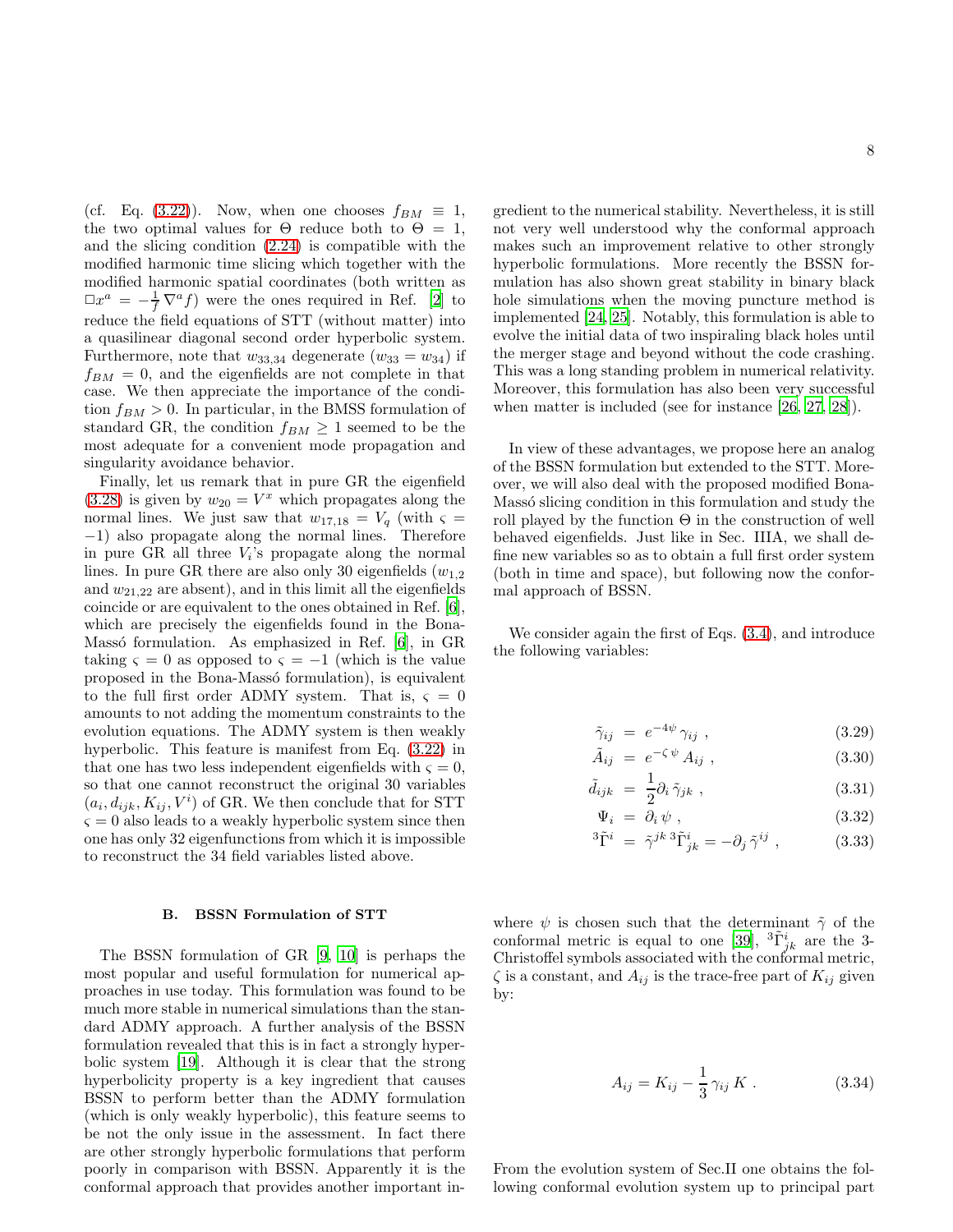(cf. Eq. (3.22)). Now, when one chooses $f_{BM} \equiv 1$, the two optimal values for $\Theta$ reduce both to $\Theta = 1$, and the slicing condition (2.24) is compatible with the modified harmonic time slicing which together with the modified harmonic spatial coordinates (both written as $\Box x^a = -\frac{1}{f}\nabla^a f$) were the ones required in Ref. [2] to reduce the field equations of STT (without matter) into a quasilinear diagonal second order hyperbolic system. Furthermore, note that $w_{33,34}$ degenerate ($w_{33} = w_{34}$) if $f_{BM} = 0$, and the eigenfields are not complete in that case. We then appreciate the importance of the condition $f_{BM} > 0$. In particular, in the BMSS formulation of standard GR, the condition $f_{BM} \geq 1$ seemed to be the most adequate for a convenient mode propagation and singularity avoidance behavior.

Finally, let us remark that in pure GR the eigenfield (3.28) is given by $w_{20} = V^x$ which propagates along the normal lines. We just saw that $w_{17,18} = V_q$ (with $\varsigma = -1$) also propagate along the normal lines. Therefore in pure GR all three $V_i$'s propagate along the normal lines. In pure GR there are also only 30 eigenfields ($w_{1,2}$ and $w_{21,22}$ are absent), and in this limit all the eigenfields coincide or are equivalent to the ones obtained in Ref. [6], which are precisely the eigenfields found in the Bona-Massó formulation. As emphasized in Ref. [6], in GR taking $\varsigma = 0$ as opposed to $\varsigma = -1$ (which is the value proposed in the Bona-Massó formulation), is equivalent to the full first order ADMY system. That is, $\varsigma = 0$ amounts to not adding the momentum constraints to the evolution equations. The ADMY system is then weakly hyperbolic. This feature is manifest from Eq. (3.22) in that one has two less independent eigenfields with $\varsigma = 0$, so that one cannot reconstruct the original 30 variables $(a_i, d_{ijk}, K_{ij}, V^i)$ of GR. We then conclude that for STT $\varsigma = 0$ also leads to a weakly hyperbolic system since then one has only 32 eigenfunctions from which it is impossible to reconstruct the 34 field variables listed above.

### B. BSSN Formulation of STT

The BSSN formulation of GR [9, 10] is perhaps the most popular and useful formulation for numerical approaches in use today. This formulation was found to be much more stable in numerical simulations than the standard ADMY approach. A further analysis of the BSSN formulation revealed that this is in fact a strongly hyperbolic system [19]. Although it is clear that the strong hyperbolicity property is a key ingredient that causes BSSN to perform better than the ADMY formulation (which is only weakly hyperbolic), this feature seems to be not the only issue in the assessment. In fact there are other strongly hyperbolic formulations that perform poorly in comparison with BSSN. Apparently it is the conformal approach that provides another important ingredient to the numerical stability. Nevertheless, it is still not very well understood why the conformal approach makes such an improvement relative to other strongly hyperbolic formulations. More recently the BSSN formulation has also shown great stability in binary black hole simulations when the moving puncture method is implemented [24, 25]. Notably, this formulation is able to evolve the initial data of two inspiraling black holes until the merger stage and beyond without the code crashing. This was a long standing problem in numerical relativity. Moreover, this formulation has also been very successful when matter is included (see for instance [26, 27, 28]).

In view of these advantages, we propose here an analog of the BSSN formulation but extended to the STT. Moreover, we will also deal with the proposed modified Bona-Massó slicing condition in this formulation and study the roll played by the function $\Theta$ in the construction of well behaved eigenfields. Just like in Sec. IIIA, we shall define new variables so as to obtain a full first order system (both in time and space), but following now the conformal approach of BSSN.

We consider again the first of Eqs. (3.4), and introduce the following variables:

$$
\begin{aligned}
\tilde{\gamma}_{ij} &= e^{-4\psi}\,\gamma_{ij} \;, && (3.29)\\
\tilde{A}_{ij} &= e^{-\zeta\,\psi}\,A_{ij} \;, && (3.30)\\
\tilde{d}_{ijk} &= \frac{1}{2}\partial_i\,\tilde{\gamma}_{jk} \;, && (3.31)\\
\Psi_i &= \partial_i\,\psi \;, && (3.32)\\
{}^3\tilde{\Gamma}^i &= \tilde{\gamma}^{jk}\,{}^3\tilde{\Gamma}^i_{jk} = -\partial_j\,\tilde{\gamma}^{ij} \;, && (3.33)
\end{aligned}
$$

where $\psi$ is chosen such that the determinant $\tilde{\gamma}$ of the conformal metric is equal to one [39], ${}^3\tilde{\Gamma}^i_{jk}$ are the 3-Christoffel symbols associated with the conformal metric, $\zeta$ is a constant, and $A_{ij}$ is the trace-free part of $K_{ij}$ given by:

$$
A_{ij} = K_{ij} - \frac{1}{3}\,\gamma_{ij}\,K \;. \qquad (3.34)
$$

From the evolution system of Sec.II one obtains the following conformal evolution system up to principal part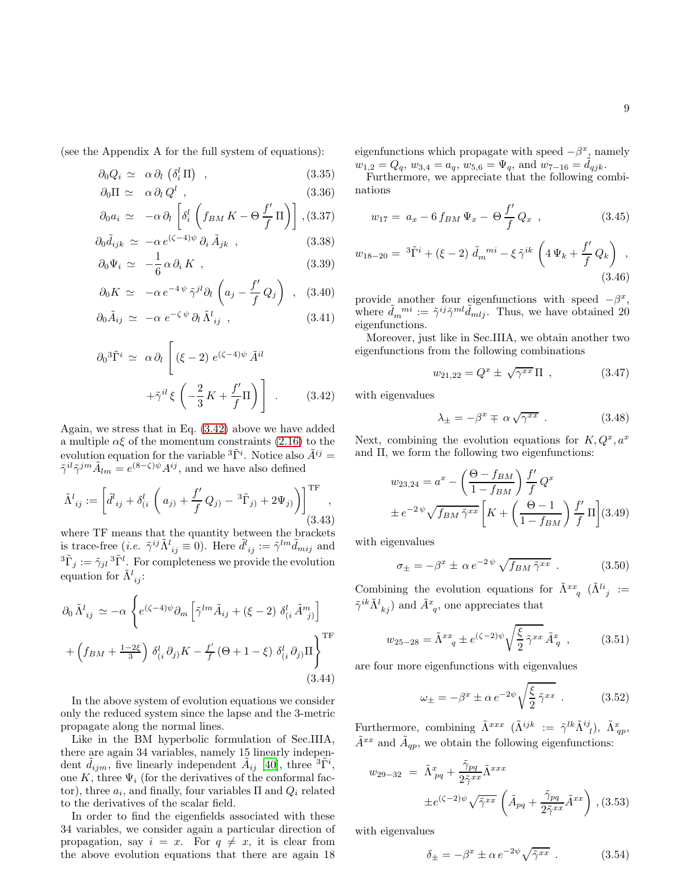(see the Appendix A for the full system of equations):

$$\partial_0 Q_i \simeq \alpha\, \partial_l \left(\delta^l_i\, \Pi\right) \quad , \tag{3.35}$$

$$\partial_0 \Pi \simeq \alpha\, \partial_l\, Q^l \quad , \tag{3.36}$$

$$\partial_0 a_i \simeq -\alpha\, \partial_l \left[\delta^l_i \left(f_{BM}\, K - \Theta\, \frac{f'}{f}\, \Pi\right)\right] , \tag{3.37}$$

$$\partial_0 \tilde{d}_{ijk} \simeq -\alpha\, e^{(\zeta-4)\psi}\, \partial_i\, \tilde{A}_{jk} \quad , \tag{3.38}$$

$$\partial_0 \Psi_i \simeq -\frac{1}{6}\, \alpha\, \partial_i\, K \quad , \tag{3.39}$$

$$\partial_0 K \simeq -\alpha\, e^{-4\,\psi}\, \tilde{\gamma}^{jl} \partial_l \left(a_j - \frac{f'}{f}\, Q_j\right) \quad , \tag{3.40}$$

$$\partial_0 \tilde{A}_{ij} \simeq -\alpha\ e^{-\zeta\,\psi}\, \partial_l\, \tilde{\Lambda}^l{}_{ij} \quad , \tag{3.41}$$

$$\partial_0 {}^3\tilde{\Gamma}^i \simeq \alpha\, \partial_l \left[(\xi - 2)\ e^{(\zeta-4)\psi}\, \tilde{A}^{il} + \tilde{\gamma}^{il}\, \xi \left(-\frac{2}{3}\, K + \frac{f'}{f}\Pi\right)\right] \quad . \tag{3.42}$$

Again, we stress that in Eq. (3.42) above we have added a multiple $\alpha\xi$ of the momentum constraints (2.16) to the evolution equation for the variable ${}^3\tilde{\Gamma}^i$. Notice also $\tilde{A}^{ij} = \tilde{\gamma}^{il}\tilde{\gamma}^{jm}\tilde{A}_{lm} = e^{(8-\zeta)\psi}A^{ij}$, and we have also defined

$$\tilde{\Lambda}^l{}_{ij} := \left[\tilde{d}^l{}_{ij} + \delta^l_{(i}\left(a_{j)} + \frac{f'}{f}\, Q_{j)} - {}^3\tilde{\Gamma}_{j)} + 2\Psi_{j)}\right)\right]^{\rm TF} , \tag{3.43}$$

where TF means that the quantity between the brackets is trace-free (*i.e.* $\tilde{\gamma}^{ij}\tilde{\Lambda}^l{}_{ij} \equiv 0$). Here $\tilde{d}^l{}_{ij} := \tilde{\gamma}^{lm}\tilde{d}_{mij}$ and ${}^3\tilde{\Gamma}_j := \tilde{\gamma}_{jl}\, {}^3\tilde{\Gamma}^l$. For completeness we provide the evolution equation for $\tilde{\Lambda}^l{}_{ij}$:

$$\partial_0\, \tilde{\Lambda}^l{}_{ij} \simeq -\alpha \left\{ e^{(\zeta-4)\psi}\partial_m \left[\tilde{\gamma}^{lm}\tilde{A}_{ij} + (\xi-2)\ \delta^l_{(i}\, \tilde{A}^m{}_{j)}\right] + \left(f_{BM} + \tfrac{1-2\xi}{3}\right)\, \delta^l_{(i}\, \partial_{j)} K - \tfrac{f'}{f}\left(\Theta + 1 - \xi\right)\, \delta^l_{(i}\, \partial_{j)}\Pi \right\}^{\rm TF} \tag{3.44}$$

In the above system of evolution equations we consider only the reduced system since the lapse and the 3-metric propagate along the normal lines.

Like in the BM hyperbolic formulation of Sec.IIIA, there are again 34 variables, namely 15 linearly independent $\tilde{d}_{ijm}$, five linearly independent $\tilde{A}_{ij}$ [40], three ${}^3\tilde{\Gamma}^i$, one $K$, three $\Psi_i$ (for the derivatives of the conformal factor), three $a_i$, and finally, four variables $\Pi$ and $Q_i$ related to the derivatives of the scalar field.

In order to find the eigenfields associated with these 34 variables, we consider again a particular direction of propagation, say $i = x$. For $q \neq x$, it is clear from the above evolution equations that there are again 18 eigenfunctions which propagate with speed $-\beta^x$, namely $w_{1,2} = Q_q$, $w_{3,4} = a_q$, $w_{5,6} = \Psi_q$, and $w_{7-16} = \tilde{d}_{qjk}$.

Furthermore, we appreciate that the following combinations

$$w_{17} = a_x - 6\, f_{BM}\, \Psi_x - \Theta\, \frac{f'}{f}\, Q_x \quad , \tag{3.45}$$

$$w_{18-20} = {}^3\tilde{\Gamma}^i + (\xi - 2)\ \tilde{d}_m{}^{mi} - \xi\, \tilde{\gamma}^{ik} \left(4\, \Psi_k + \frac{f'}{f}\, Q_k\right) \quad , \tag{3.46}$$

provide another four eigenfunctions with speed $-\beta^x$, where $\tilde{d}_m{}^{mi} := \tilde{\gamma}^{ij}\tilde{\gamma}^{ml}\tilde{d}_{mlj}$. Thus, we have obtained 20 eigenfunctions.

Moreover, just like in Sec.IIIA, we obtain another two eigenfunctions from the following combinations

$$w_{21,22} = Q^x \pm \sqrt{\gamma^{xx}}\, \Pi \quad , \tag{3.47}$$

with eigenvalues

$$\lambda_\pm = -\beta^x \mp \alpha\, \sqrt{\gamma^{xx}} \quad . \tag{3.48}$$

Next, combining the evolution equations for $K, Q^x, a^x$ and $\Pi$, we form the following two eigenfunctions:

$$w_{23,24} = a^x - \left(\frac{\Theta - f_{BM}}{1 - f_{BM}}\right) \frac{f'}{f}\, Q^x \pm e^{-2\,\psi} \sqrt{f_{BM}\, \tilde{\gamma}^{xx}} \left[K + \left(\frac{\Theta - 1}{1 - f_{BM}}\right) \frac{f'}{f}\, \Pi\right] \tag{3.49}$$

with eigenvalues

$$\sigma_\pm = -\beta^x \pm\, \alpha\, e^{-2\,\psi}\, \sqrt{f_{BM}\, \tilde{\gamma}^{xx}} \quad . \tag{3.50}$$

Combining the evolution equations for $\tilde{\Lambda}^{xx}{}_q$ ($\tilde{\Lambda}^{li}{}_j := \tilde{\gamma}^{ik}\tilde{\Lambda}^l{}_{kj}$) and $\tilde{A}^x{}_q$, one appreciates that

$$w_{25-28} = \tilde{\Lambda}^{xx}{}_q \pm e^{(\zeta-2)\psi} \sqrt{\frac{\xi}{2}\, \tilde{\gamma}^{xx}}\ \tilde{A}^x_q \quad , \tag{3.51}$$

are four more eigenfunctions with eigenvalues

$$\omega_\pm = -\beta^x \pm \alpha\, e^{-2\psi} \sqrt{\frac{\xi}{2}\, \tilde{\gamma}^{xx}} \quad . \tag{3.52}$$

Furthermore, combining $\tilde{\Lambda}^{xxx}$ ($\tilde{\Lambda}^{ijk} := \tilde{\gamma}^{lk}\tilde{\Lambda}^{ij}{}_l$), $\tilde{\Lambda}^x_{qp}$, $\tilde{A}^{xx}$ and $\tilde{A}_{qp}$, we obtain the following eigenfunctions:

$$w_{29-32} = \tilde{\Lambda}^x_{pq} + \frac{\tilde{\gamma}_{pq}}{2\tilde{\gamma}^{xx}}\tilde{\Lambda}^{xxx} \pm e^{(\zeta-2)\psi}\sqrt{\tilde{\gamma}^{xx}} \left(\tilde{A}_{pq} + \frac{\tilde{\gamma}_{pq}}{2\tilde{\gamma}^{xx}}\tilde{A}^{xx}\right) , \tag{3.53}$$

with eigenvalues

$$\delta_\pm = -\beta^x \pm \alpha\, e^{-2\psi} \sqrt{\tilde{\gamma}^{xx}} \quad . \tag{3.54}$$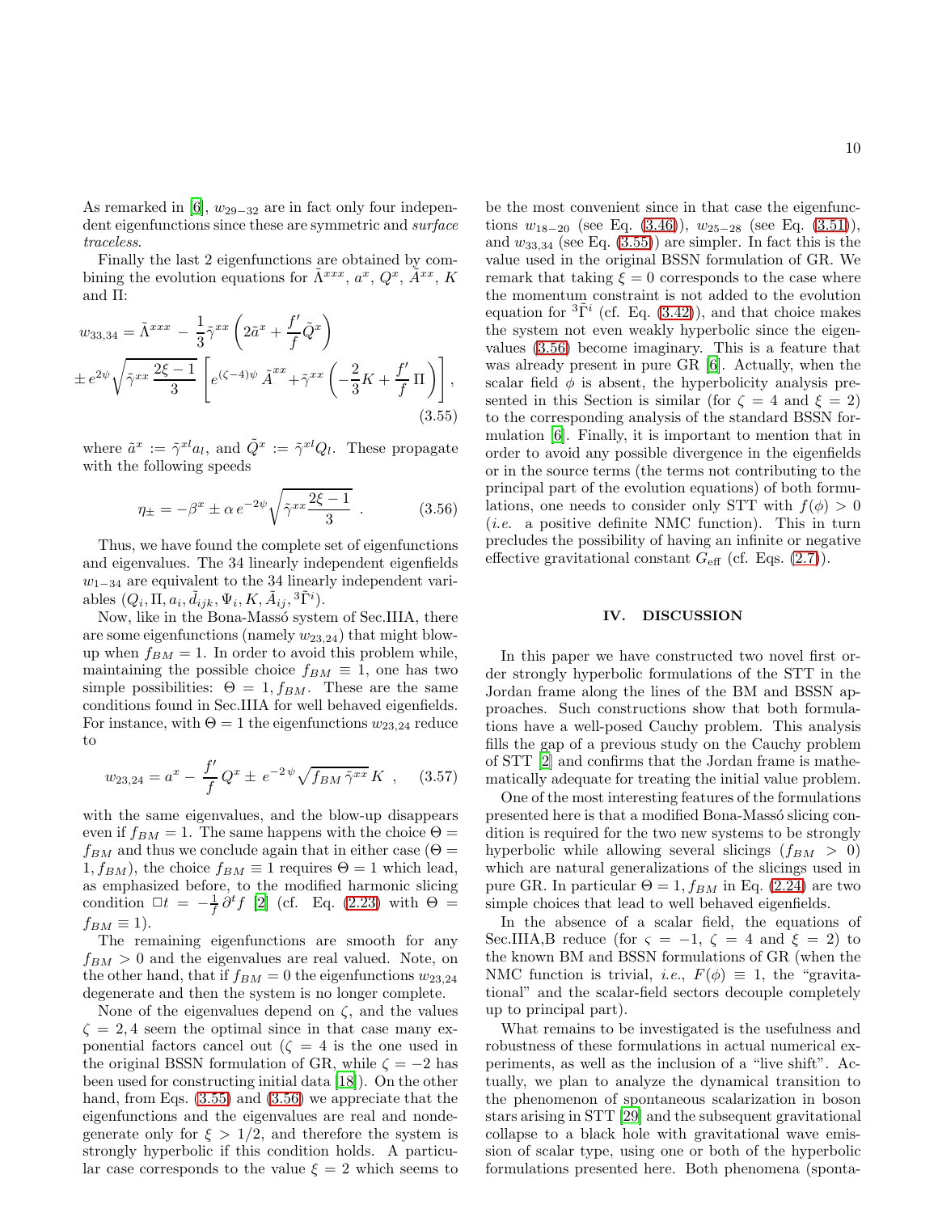As remarked in [6], $w_{29-32}$ are in fact only four independent eigenfunctions since these are symmetric and *surface traceless*.

Finally the last 2 eigenfunctions are obtained by combining the evolution equations for $\tilde{\Lambda}^{xxx}$, $a^x$, $Q^x$, $\tilde{A}^{xx}$, $K$ and $\Pi$:

$$
w_{33,34} = \tilde{\Lambda}^{xxx} - \frac{1}{3}\tilde{\gamma}^{xx}\left(2\tilde{a}^x + \frac{f'}{f}\tilde{Q}^x\right) \pm e^{2\psi}\sqrt{\tilde{\gamma}^{xx}\,\frac{2\xi-1}{3}}\left[e^{(\zeta-4)\psi}\,\tilde{A}^{xx} + \tilde{\gamma}^{xx}\left(-\frac{2}{3}K + \frac{f'}{f}\,\Pi\right)\right], \tag{3.55}
$$

where $\tilde{a}^x := \tilde{\gamma}^{xl}a_l$, and $\tilde{Q}^x := \tilde{\gamma}^{xl}Q_l$. These propagate with the following speeds

$$
\eta_{\pm} = -\beta^x \pm \alpha\, e^{-2\psi}\sqrt{\tilde{\gamma}^{xx}\frac{2\xi-1}{3}} \ . \tag{3.56}
$$

Thus, we have found the complete set of eigenfunctions and eigenvalues. The 34 linearly independent eigenfields $w_{1-34}$ are equivalent to the 34 linearly independent variables $(Q_i, \Pi, a_i, \tilde{d}_{ijk}, \Psi_i, K, \tilde{A}_{ij}, {}^3\tilde{\Gamma}^i)$.

Now, like in the Bona-Massó system of Sec.IIIA, there are some eigenfunctions (namely $w_{23,24}$) that might blow-up when $f_{BM} = 1$. In order to avoid this problem while, maintaining the possible choice $f_{BM} \equiv 1$, one has two simple possibilities: $\Theta = 1, f_{BM}$. These are the same conditions found in Sec.IIIA for well behaved eigenfields. For instance, with $\Theta = 1$ the eigenfunctions $w_{23,24}$ reduce to

$$
w_{23,24} = a^x - \frac{f'}{f}\,Q^x \pm e^{-2\,\psi}\sqrt{f_{BM}\,\tilde{\gamma}^{xx}}\,K \ , \tag{3.57}
$$

with the same eigenvalues, and the blow-up disappears even if $f_{BM} = 1$. The same happens with the choice $\Theta = f_{BM}$ and thus we conclude again that in either case ($\Theta = 1, f_{BM}$), the choice $f_{BM} \equiv 1$ requires $\Theta = 1$ which lead, as emphasized before, to the modified harmonic slicing condition $\Box t = -\frac{1}{f}\,\partial^t f$ [2] (cf. Eq. (2.23) with $\Theta = f_{BM} \equiv 1$).

The remaining eigenfunctions are smooth for any $f_{BM} > 0$ and the eigenvalues are real valued. Note, on the other hand, that if $f_{BM} = 0$ the eigenfunctions $w_{23,24}$ degenerate and then the system is no longer complete.

None of the eigenvalues depend on $\zeta$, and the values $\zeta = 2, 4$ seem the optimal since in that case many exponential factors cancel out ($\zeta = 4$ is the one used in the original BSSN formulation of GR, while $\zeta = -2$ has been used for constructing initial data [18]). On the other hand, from Eqs. (3.55) and (3.56) we appreciate that the eigenfunctions and the eigenvalues are real and nondegenerate only for $\xi > 1/2$, and therefore the system is strongly hyperbolic if this condition holds. A particular case corresponds to the value $\xi = 2$ which seems to be the most convenient since in that case the eigenfunctions $w_{18-20}$ (see Eq. (3.46)), $w_{25-28}$ (see Eq. (3.51)), and $w_{33,34}$ (see Eq. (3.55)) are simpler. In fact this is the value used in the original BSSN formulation of GR. We remark that taking $\xi = 0$ corresponds to the case where the momentum constraint is not added to the evolution equation for ${}^3\tilde{\Gamma}^i$ (cf. Eq. (3.42)), and that choice makes the system not even weakly hyperbolic since the eigenvalues (3.56) become imaginary. This is a feature that was already present in pure GR [6]. Actually, when the scalar field $\phi$ is absent, the hyperbolicity analysis presented in this Section is similar (for $\zeta = 4$ and $\xi = 2$) to the corresponding analysis of the standard BSSN formulation [6]. Finally, it is important to mention that in order to avoid any possible divergence in the eigenfields or in the source terms (the terms not contributing to the principal part of the evolution equations) of both formulations, one needs to consider only STT with $f(\phi) > 0$ (*i.e.* a positive definite NMC function). This in turn precludes the possibility of having an infinite or negative effective gravitational constant $G_{\rm eff}$ (cf. Eqs. (2.7)).

## IV. DISCUSSION

In this paper we have constructed two novel first order strongly hyperbolic formulations of the STT in the Jordan frame along the lines of the BM and BSSN approaches. Such constructions show that both formulations have a well-posed Cauchy problem. This analysis fills the gap of a previous study on the Cauchy problem of STT [2] and confirms that the Jordan frame is mathematically adequate for treating the initial value problem.

One of the most interesting features of the formulations presented here is that a modified Bona-Massó slicing condition is required for the two new systems to be strongly hyperbolic while allowing several slicings ($f_{BM} > 0$) which are natural generalizations of the slicings used in pure GR. In particular $\Theta = 1, f_{BM}$ in Eq. (2.24) are two simple choices that lead to well behaved eigenfields.

In the absence of a scalar field, the equations of Sec.IIIA,B reduce (for $\varsigma = -1$, $\zeta = 4$ and $\xi = 2$) to the known BM and BSSN formulations of GR (when the NMC function is trivial, *i.e.*, $F(\phi) \equiv 1$, the "gravitational" and the scalar-field sectors decouple completely up to principal part).

What remains to be investigated is the usefulness and robustness of these formulations in actual numerical experiments, as well as the inclusion of a "live shift". Actually, we plan to analyze the dynamical transition to the phenomenon of spontaneous scalarization in boson stars arising in STT [29] and the subsequent gravitational collapse to a black hole with gravitational wave emission of scalar type, using one or both of the hyperbolic formulations presented here. Both phenomena (sponta-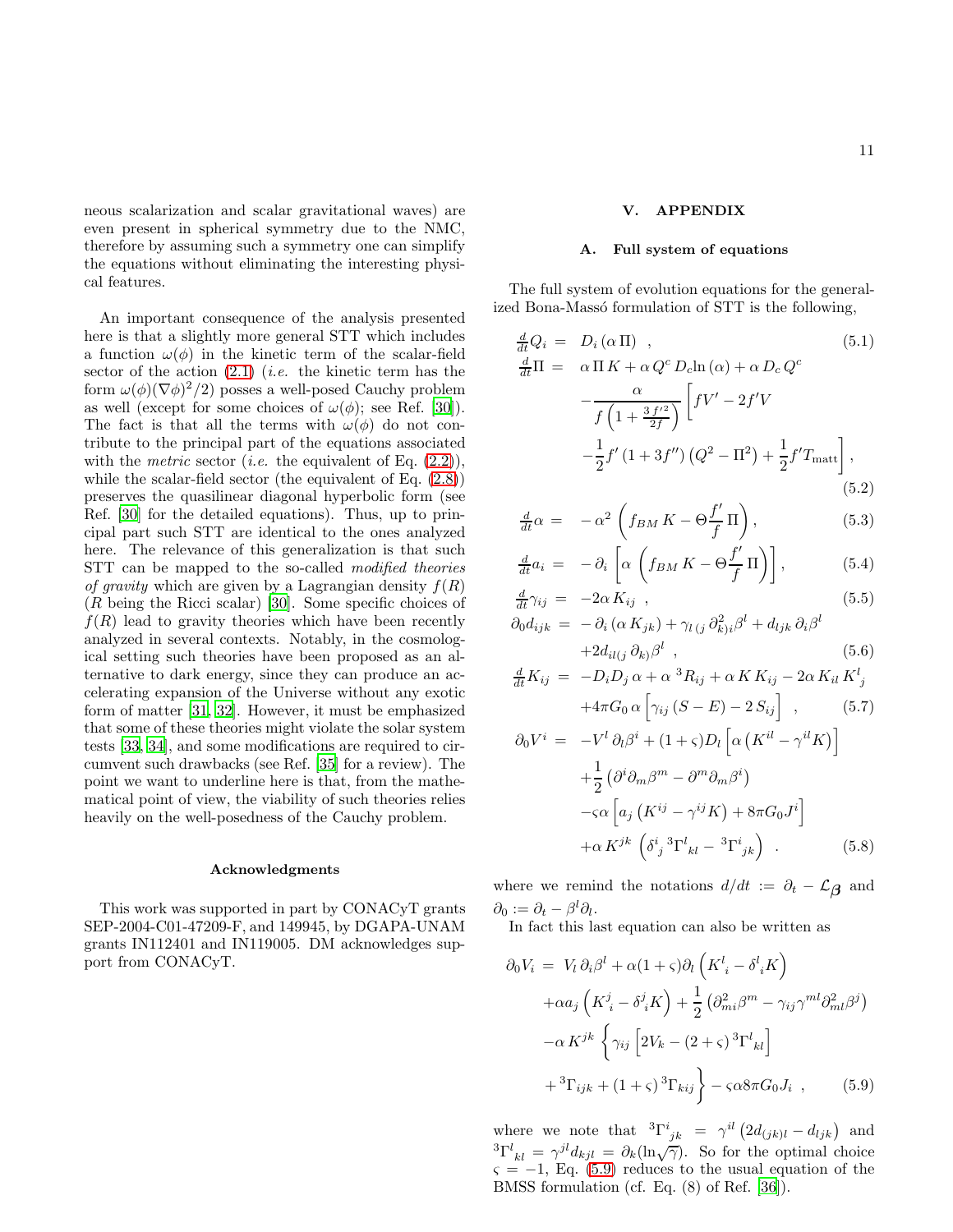neous scalarization and scalar gravitational waves) are even present in spherical symmetry due to the NMC, therefore by assuming such a symmetry one can simplify the equations without eliminating the interesting physical features.

An important consequence of the analysis presented here is that a slightly more general STT which includes a function $\omega(\phi)$ in the kinetic term of the scalar-field sector of the action (2.1) (*i.e.* the kinetic term has the form $\omega(\phi)(\nabla\phi)^2/2$) posses a well-posed Cauchy problem as well (except for some choices of $\omega(\phi)$; see Ref. [30]). The fact is that all the terms with $\omega(\phi)$ do not contribute to the principal part of the equations associated with the *metric* sector (*i.e.* the equivalent of Eq. (2.2)), while the scalar-field sector (the equivalent of Eq. (2.8)) preserves the quasilinear diagonal hyperbolic form (see Ref. [30] for the detailed equations). Thus, up to principal part such STT are identical to the ones analyzed here. The relevance of this generalization is that such STT can be mapped to the so-called *modified theories of gravity* which are given by a Lagrangian density $f(R)$ ($R$ being the Ricci scalar) [30]. Some specific choices of $f(R)$ lead to gravity theories which have been recently analyzed in several contexts. Notably, in the cosmological setting such theories have been proposed as an alternative to dark energy, since they can produce an accelerating expansion of the Universe without any exotic form of matter [31, 32]. However, it must be emphasized that some of these theories might violate the solar system tests [33, 34], and some modifications are required to circumvent such drawbacks (see Ref. [35] for a review). The point we want to underline here is that, from the mathematical point of view, the viability of such theories relies heavily on the well-posedness of the Cauchy problem.

### Acknowledgments

This work was supported in part by CONACyT grants SEP-2004-C01-47209-F, and 149945, by DGAPA-UNAM grants IN112401 and IN119005. DM acknowledges support from CONACyT.

## V. APPENDIX

### A. Full system of equations

The full system of evolution equations for the generalized Bona-Massó formulation of STT is the following,

$$\tfrac{d}{dt}Q_i = D_i\left(\alpha\,\Pi\right) \ , \tag{5.1}$$

$$\tfrac{d}{dt}\Pi = \alpha\,\Pi\,K + \alpha\,Q^c\,D_c\ln\left(\alpha\right) + \alpha\,D_c\,Q^c - \frac{\alpha}{f\left(1+\frac{3\,f'^2}{2f}\right)}\Big[fV' - 2f'V - \frac{1}{2}f'\left(1+3f''\right)\left(Q^2-\Pi^2\right) + \frac{1}{2}f'T_{\rm matt}\Big] , \tag{5.2}$$

$$\tfrac{d}{dt}\alpha = -\alpha^2\left(f_{BM}\,K - \Theta\frac{f'}{f}\,\Pi\right), \tag{5.3}$$

$$\tfrac{d}{dt}a_i = -\partial_i\left[\alpha\left(f_{BM}\,K - \Theta\frac{f'}{f}\,\Pi\right)\right], \tag{5.4}$$

$$\tfrac{d}{dt}\gamma_{ij} = -2\alpha\,K_{ij} \ , \tag{5.5}$$

$$\partial_0 d_{ijk} = -\partial_i\left(\alpha\,K_{jk}\right) + \gamma_{l\,(j}\,\partial^2_{k)i}\beta^l + d_{ljk}\,\partial_i\beta^l + 2d_{il(j}\,\partial_{k)}\beta^l \ , \tag{5.6}$$

$$\tfrac{d}{dt}K_{ij} = -D_iD_j\,\alpha + \alpha\,{}^3R_{ij} + \alpha\,K\,K_{ij} - 2\alpha\,K_{il}\,K^l{}_j + 4\pi G_0\,\alpha\left[\gamma_{ij}\left(S-E\right) - 2\,S_{ij}\right] \ , \tag{5.7}$$

$$\partial_0 V^i = -V^l\,\partial_l\beta^i + (1+\varsigma)D_l\left[\alpha\left(K^{il} - \gamma^{il}K\right)\right] + \frac{1}{2}\left(\partial^i\partial_m\beta^m - \partial^m\partial_m\beta^i\right) - \varsigma\alpha\left[a_j\left(K^{ij} - \gamma^{ij}K\right) + 8\pi G_0 J^i\right] + \alpha\,K^{jk}\left(\delta^i{}_j\,{}^3\Gamma^l{}_{kl} - {}^3\Gamma^i{}_{jk}\right) \ . \tag{5.8}$$

where we remind the notations $d/dt := \partial_t - \mathcal{L}_{\boldsymbol{\beta}}$ and $\partial_0 := \partial_t - \beta^l\partial_l$.

In fact this last equation can also be written as

$$\partial_0 V_i = V_l\,\partial_i\beta^l + \alpha(1+\varsigma)\partial_l\left(K^l{}_i - \delta^l{}_iK\right) + \alpha a_j\left(K^j{}_i - \delta^j{}_iK\right) + \frac{1}{2}\left(\partial^2_{mi}\beta^m - \gamma_{ij}\gamma^{ml}\partial^2_{ml}\beta^j\right) - \alpha\,K^{jk}\left\{\gamma_{ij}\left[2V_k - (2+\varsigma)\,{}^3\Gamma^l{}_{kl}\right] + {}^3\Gamma_{ijk} + (1+\varsigma)\,{}^3\Gamma_{kij}\right\} - \varsigma\alpha 8\pi G_0 J_i \ , \tag{5.9}$$

where we note that ${}^3\Gamma^i{}_{jk} = \gamma^{il}\left(2d_{(jk)l} - d_{ljk}\right)$ and ${}^3\Gamma^l{}_{kl} = \gamma^{jl}d_{kjl} = \partial_k(\ln\sqrt{\gamma})$. So for the optimal choice $\varsigma = -1$, Eq. (5.9) reduces to the usual equation of the BMSS formulation (cf. Eq. (8) of Ref. [36]).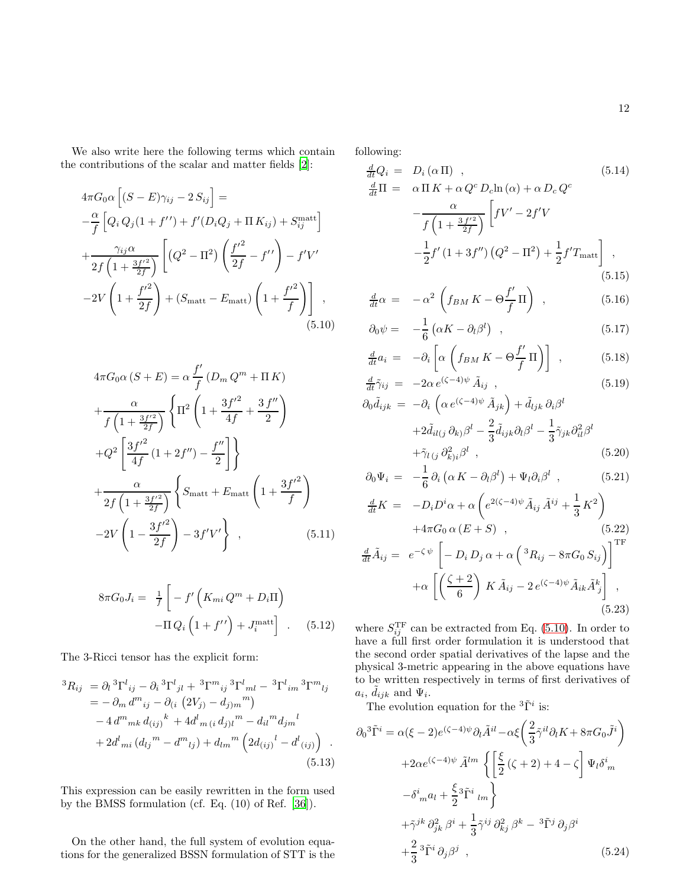We also write here the following terms which contain the contributions of the scalar and matter fields [2]:

$$
\begin{aligned}
&4\pi G_0 \alpha \left[ (S-E)\gamma_{ij} - 2\, S_{ij} \right] = \\
&-\frac{\alpha}{f}\left[ Q_i\, Q_j (1+f'') + f'(D_i Q_j + \Pi\, K_{ij}) + S_{ij}^{\rm matt} \right] \\
&+\frac{\gamma_{ij}\alpha}{2f\left(1+\frac{3f'^2}{2f}\right)}\left[ \left(Q^2-\Pi^2\right)\left(\frac{f'^2}{2f} - f''\right) - f'V' \right. \\
&\left. -2V\left(1+\frac{f'^2}{2f}\right) + (S_{\rm matt} - E_{\rm matt})\left(1+\frac{f'^2}{f}\right)\right] \ ,
\end{aligned} \tag{5.10}
$$

$$
\begin{aligned}
&4\pi G_0 \alpha\, (S+E) = \alpha\, \frac{f'}{f}\left(D_m\, Q^m + \Pi\, K\right) \\
&+\frac{\alpha}{f\left(1+\frac{3f'^2}{2f}\right)}\left\{ \Pi^2\left(1+\frac{3f'^2}{4f} + \frac{3\,f''}{2}\right) \right. \\
&\left. + Q^2\left[\frac{3f'^2}{4f}\left(1+2f''\right) - \frac{f''}{2}\right]\right\} \\
&+\frac{\alpha}{2f\left(1+\frac{3f'^2}{2f}\right)}\left\{ S_{\rm matt} + E_{\rm matt}\left(1+\frac{3f'^2}{f}\right) \right. \\
&\left. -2V\left(1-\frac{3f'^2}{2f}\right) - 3f'V' \right\} \ ,
\end{aligned} \tag{5.11}
$$

$$
\begin{aligned}
8\pi G_0 J_i = \ & \tfrac{1}{f}\left[ -f'\left(K_{mi}\, Q^m + D_i \Pi\right) \right. \\
& \left. -\Pi\, Q_i\left(1+f''\right) + J_i^{\rm matt}\right] \ .
\end{aligned} \tag{5.12}
$$

The 3-Ricci tensor has the explicit form:

$$
\begin{aligned}
{}^3R_{ij} &= \partial_l\, {}^3\Gamma^l{}_{ij} - \partial_i\, {}^3\Gamma^l{}_{jl} + {}^3\Gamma^m{}_{ij}\, {}^3\Gamma^l{}_{ml} - {}^3\Gamma^l{}_{im}\, {}^3\Gamma^m{}_{lj} \\
&= -\partial_m\, d^m{}_{ij} - \partial_{(i}\left(2V_{j)} - d_{j)m}{}^m\right) \\
&\quad - 4\, d^m{}_{mk}\, d_{(ij)}{}^k + 4 d^l{}_{m\,(i}\, d_{j)l}{}^m - d_{il}{}^m d_{jm}{}^l \\
&\quad + 2 d^l{}_{mi}\left(d_{lj}{}^m - d^m{}_{lj}\right) + d_{lm}{}^m\left(2 d_{(ij)}{}^l - d^l{}_{(ij)}\right) \ .
\end{aligned} \tag{5.13}
$$

This expression can be easily rewritten in the form used by the BMSS formulation (cf. Eq. (10) of Ref. [36]).

On the other hand, the full system of evolution equations for the generalized BSSN formulation of STT is the following:

$$
\tfrac{d}{dt} Q_i = D_i\left(\alpha\, \Pi\right) \ , \tag{5.14}
$$

$$
\begin{aligned}
\tfrac{d}{dt}\Pi = \ & \alpha\, \Pi\, K + \alpha\, Q^c D_c \ln(\alpha) + \alpha\, D_c Q^c \\
& -\frac{\alpha}{f\left(1+\frac{3f'^2}{2f}\right)}\left[ fV' - 2f'V \right. \\
& \left. -\frac{1}{2} f'\left(1+3f''\right)\left(Q^2 - \Pi^2\right) + \frac{1}{2} f' T_{\rm matt}\right] \ ,
\end{aligned} \tag{5.15}
$$

$$
\tfrac{d}{dt}\alpha = -\alpha^2\left( f_{BM}\, K - \Theta\frac{f'}{f}\,\Pi\right) \ , \tag{5.16}
$$

$$
\partial_0 \psi = -\frac{1}{6}\left(\alpha K - \partial_l \beta^l\right) \ , \tag{5.17}
$$

$$
\tfrac{d}{dt} a_i = -\partial_i\left[\alpha\left(f_{BM}\, K - \Theta\frac{f'}{f}\,\Pi\right)\right] \ , \tag{5.18}
$$

$$
\tfrac{d}{dt}\tilde{\gamma}_{ij} = -2\alpha\, e^{(\zeta-4)\psi}\, \tilde{A}_{ij} \ , \tag{5.19}
$$

$$
\begin{aligned}
\partial_0 \tilde{d}_{ijk} = \ & -\partial_i\left(\alpha\, e^{(\zeta-4)\psi}\, \tilde{A}_{jk}\right) + \tilde{d}_{ljk}\, \partial_i \beta^l \\
& + 2\tilde{d}_{il(j}\, \partial_{k)}\beta^l - \frac{2}{3}\tilde{d}_{ijk}\partial_l\beta^l - \frac{1}{3}\tilde{\gamma}_{jk}\partial^2_{il}\beta^l \\
& + \tilde{\gamma}_{l\,(j}\, \partial^2_{k)i}\beta^l \ ,
\end{aligned} \tag{5.20}
$$

$$
\partial_0 \Psi_i = -\frac{1}{6}\,\partial_i\left(\alpha\, K - \partial_l\beta^l\right) + \Psi_l \partial_i \beta^l \ , \tag{5.21}
$$

$$
\begin{aligned}
\tfrac{d}{dt} K = \ & -D_i D^i \alpha + \alpha\left(e^{2(\zeta-4)\psi}\tilde{A}_{ij}\,\tilde{A}^{ij} + \frac{1}{3}K^2\right) \\
& + 4\pi G_0\, \alpha\, (E+S) \ ,
\end{aligned} \tag{5.22}
$$

$$
\begin{aligned}
\tfrac{d}{dt}\tilde{A}_{ij} = \ & e^{-\zeta\,\psi}\left[ -D_i\, D_j\,\alpha + \alpha\left({}^3R_{ij} - 8\pi G_0\, S_{ij}\right)\right]^{\rm TF} \\
& + \alpha\left[\left(\frac{\zeta+2}{6}\right) K\,\tilde{A}_{ij} - 2\, e^{(\zeta-4)\psi}\tilde{A}_{ik}\tilde{A}^k_j\right] \ ,
\end{aligned} \tag{5.23}
$$

where $S_{ij}^{\rm TF}$ can be extracted from Eq. (5.10). In order to have a full first order formulation it is understood that the second order spatial derivatives of the lapse and the physical 3-metric appearing in the above equations have to be written respectively in terms of first derivatives of $a_i$, $\tilde{d}_{ijk}$ and $\Psi_i$.

The evolution equation for the ${}^3\tilde{\Gamma}^i$ is:

$$
\begin{aligned}
\partial_0 {}^3\tilde{\Gamma}^i = \ & \alpha(\xi-2)e^{(\zeta-4)\psi}\partial_l\tilde{A}^{il} - \alpha\xi\left(\frac{2}{3}\tilde{\gamma}^{il}\partial_l K + 8\pi G_0 \tilde{J}^i\right) \\
& + 2\alpha e^{(\zeta-4)\psi}\,\tilde{A}^{lm}\left\{\left[\frac{\xi}{2}\left(\zeta+2\right) + 4 - \zeta\right]\Psi_l\delta^i{}_m \right. \\
& \left. -\delta^i{}_m a_l + \frac{\xi}{2}{}^3\tilde{\Gamma}^i{}_{lm}\right\} \\
& + \tilde{\gamma}^{jk}\,\partial^2_{jk}\,\beta^i + \frac{1}{3}\tilde{\gamma}^{ij}\,\partial^2_{kj}\,\beta^k - {}^3\tilde{\Gamma}^j\,\partial_j\beta^i \\
& + \frac{2}{3}\,{}^3\tilde{\Gamma}^i\,\partial_j\beta^j \ ,
\end{aligned} \tag{5.24}
$$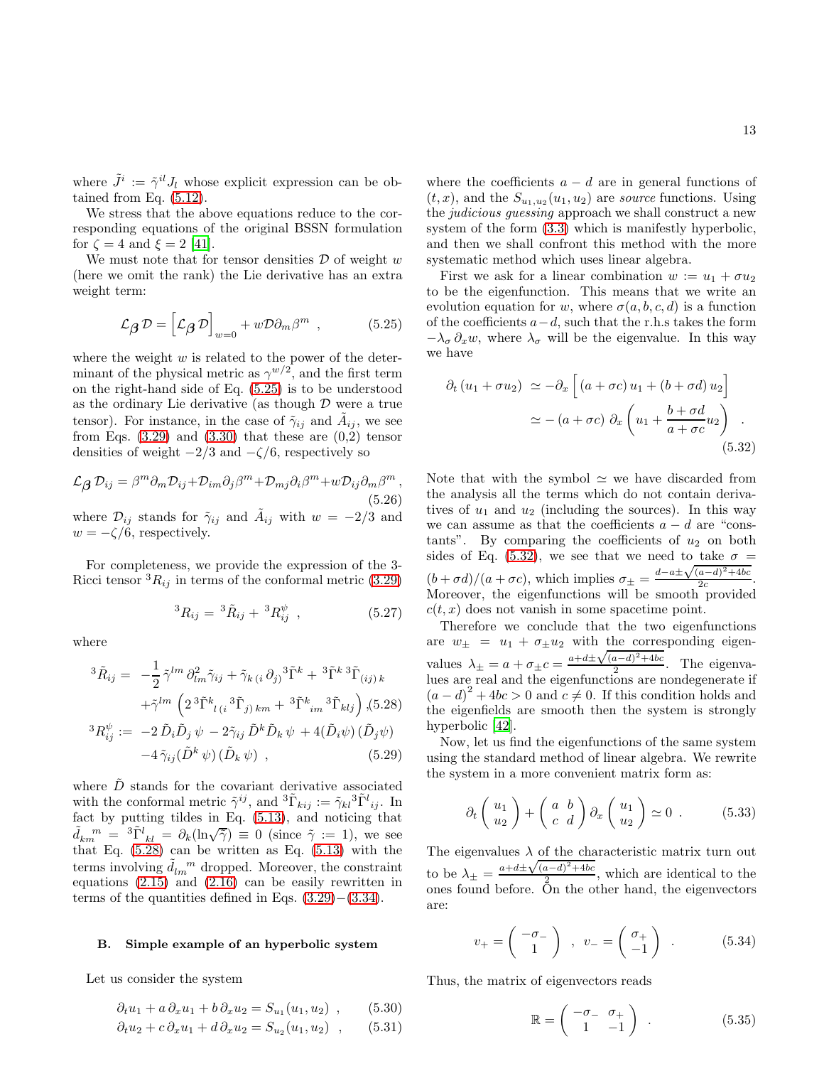where $\tilde{J}^i := \tilde{\gamma}^{il} J_l$ whose explicit expression can be obtained from Eq. (5.12).

We stress that the above equations reduce to the corresponding equations of the original BSSN formulation for $\zeta = 4$ and $\xi = 2$ [41].

We must note that for tensor densities $\mathcal{D}$ of weight $w$ (here we omit the rank) the Lie derivative has an extra weight term:

$$\mathcal{L}_{\boldsymbol{\beta}} \mathcal{D} = \Big[\mathcal{L}_{\boldsymbol{\beta}} \mathcal{D}\Big]_{w=0} + w \mathcal{D} \partial_m \beta^m \ , \tag{5.25}$$

where the weight $w$ is related to the power of the determinant of the physical metric as $\gamma^{w/2}$, and the first term on the right-hand side of Eq. (5.25) is to be understood as the ordinary Lie derivative (as though $\mathcal{D}$ were a true tensor). For instance, in the case of $\tilde{\gamma}_{ij}$ and $\tilde{A}_{ij}$, we see from Eqs. (3.29) and (3.30) that these are (0,2) tensor densities of weight $-2/3$ and $-\zeta/6$, respectively so

$$\mathcal{L}_{\boldsymbol{\beta}} \mathcal{D}_{ij} = \beta^m \partial_m \mathcal{D}_{ij} + \mathcal{D}_{im} \partial_j \beta^m + \mathcal{D}_{mj} \partial_i \beta^m + w \mathcal{D}_{ij} \partial_m \beta^m \, , \tag{5.26}$$

where $\mathcal{D}_{ij}$ stands for $\tilde{\gamma}_{ij}$ and $\tilde{A}_{ij}$ with $w = -2/3$ and $w = -\zeta/6$, respectively.

For completeness, we provide the expression of the 3-Ricci tensor ${}^3R_{ij}$ in terms of the conformal metric (3.29)

$${}^3R_{ij} = {}^3\tilde{R}_{ij} + {}^3R^{\psi}_{ij} \ , \tag{5.27}$$

where

$$\begin{aligned} {}^3\tilde{R}_{ij} = & -\frac{1}{2}\tilde{\gamma}^{lm}\partial^2_{lm}\tilde{\gamma}_{ij} + \tilde{\gamma}_{k\,(i}\,\partial_{j)}{}^3\tilde{\Gamma}^k + {}^3\tilde{\Gamma}^k\,{}^3\tilde{\Gamma}_{(ij)\,k} \\ & + \tilde{\gamma}^{lm}\left(2\,{}^3\tilde{\Gamma}^k{}_{l\,(i}\,{}^3\tilde{\Gamma}_{j)\,km} + {}^3\tilde{\Gamma}^k{}_{im}\,{}^3\tilde{\Gamma}_{klj}\right), \end{aligned} \tag{5.28}$$

$$\begin{aligned} {}^3R^{\psi}_{ij} := & -2\,\tilde{D}_i\tilde{D}_j\,\psi - 2\tilde{\gamma}_{ij}\,\tilde{D}^k\tilde{D}_k\,\psi + 4(\tilde{D}_i\psi)\,(\tilde{D}_j\psi) \\ & -4\,\tilde{\gamma}_{ij}(\tilde{D}^k\,\psi)\,(\tilde{D}_k\,\psi) \ , \end{aligned} \tag{5.29}$$

where $\tilde{D}$ stands for the covariant derivative associated with the conformal metric $\tilde{\gamma}^{ij}$, and ${}^3\tilde{\Gamma}_{kij} := \tilde{\gamma}_{kl}{}^3\tilde{\Gamma}^l{}_{ij}$. In fact by putting tildes in Eq. (5.13), and noticing that $\tilde{d}_{km}{}^m = {}^3\tilde{\Gamma}^l{}_{kl} = \partial_k(\ln\sqrt{\tilde{\gamma}}) \equiv 0$ (since $\tilde{\gamma} := 1$), we see that Eq. (5.28) can be written as Eq. (5.13) with the terms involving $\tilde{d}_{lm}{}^m$ dropped. Moreover, the constraint equations (2.15) and (2.16) can be easily rewritten in terms of the quantities defined in Eqs. (3.29)−(3.34).

### B. Simple example of an hyperbolic system

Let us consider the system

$$\partial_t u_1 + a\,\partial_x u_1 + b\,\partial_x u_2 = S_{u_1}(u_1,u_2) \ , \tag{5.30}$$

$$\partial_t u_2 + c\,\partial_x u_1 + d\,\partial_x u_2 = S_{u_2}(u_1,u_2) \ , \tag{5.31}$$

where the coefficients $a-d$ are in general functions of $(t,x)$, and the $S_{u_1,u_2}(u_1,u_2)$ are *source* functions. Using the *judicious guessing* approach we shall construct a new system of the form (3.3) which is manifestly hyperbolic, and then we shall confront this method with the more systematic method which uses linear algebra.

First we ask for a linear combination $w := u_1 + \sigma u_2$ to be the eigenfunction. This means that we write an evolution equation for $w$, where $\sigma(a,b,c,d)$ is a function of the coefficients $a-d$, such that the r.h.s takes the form $-\lambda_\sigma\,\partial_x w$, where $\lambda_\sigma$ will be the eigenvalue. In this way we have

$$\begin{aligned} \partial_t\left(u_1 + \sigma u_2\right) & \simeq -\partial_x\Big[\left(a + \sigma c\right)u_1 + \left(b + \sigma d\right)u_2\Big] \\ & \simeq -\left(a + \sigma c\right)\,\partial_x\left(u_1 + \frac{b + \sigma d}{a + \sigma c}u_2\right) \ . \end{aligned} \tag{5.32}$$

Note that with the symbol $\simeq$ we have discarded from the analysis all the terms which do not contain derivatives of $u_1$ and $u_2$ (including the sources). In this way we can assume as that the coefficients $a-d$ are "constants". By comparing the coefficients of $u_2$ on both sides of Eq. (5.32), we see that we need to take $\sigma = (b+\sigma d)/(a+\sigma c)$, which implies $\sigma_\pm = \frac{d-a\pm\sqrt{(a-d)^2+4bc}}{2c}$. Moreover, the eigenfunctions will be smooth provided $c(t,x)$ does not vanish in some spacetime point.

Therefore we conclude that the two eigenfunctions are $w_\pm = u_1 + \sigma_\pm u_2$ with the corresponding eigenvalues $\lambda_\pm = a + \sigma_\pm c = \frac{a+d\pm\sqrt{(a-d)^2+4bc}}{2}$. The eigenvalues are real and the eigenfunctions are nondegenerate if $(a-d)^2 + 4bc > 0$ and $c \neq 0$. If this condition holds and the eigenfields are smooth then the system is strongly hyperbolic [42].

Now, let us find the eigenfunctions of the same system using the standard method of linear algebra. We rewrite the system in a more convenient matrix form as:

$$\partial_t \begin{pmatrix} u_1 \\ u_2 \end{pmatrix} + \begin{pmatrix} a & b \\ c & d \end{pmatrix} \partial_x \begin{pmatrix} u_1 \\ u_2 \end{pmatrix} \simeq 0 \ . \tag{5.33}$$

The eigenvalues $\lambda$ of the characteristic matrix turn out to be $\lambda_\pm = \frac{a+d\pm\sqrt{(a-d)^2+4bc}}{2}$, which are identical to the ones found before. On the other hand, the eigenvectors are:

$$v_+ = \begin{pmatrix} -\sigma_- \\ 1 \end{pmatrix} \ , \ v_- = \begin{pmatrix} \sigma_+ \\ -1 \end{pmatrix} \ . \tag{5.34}$$

Thus, the matrix of eigenvectors reads

$$\mathbb{R} = \begin{pmatrix} -\sigma_- & \sigma_+ \\ 1 & -1 \end{pmatrix} \ . \tag{5.35}$$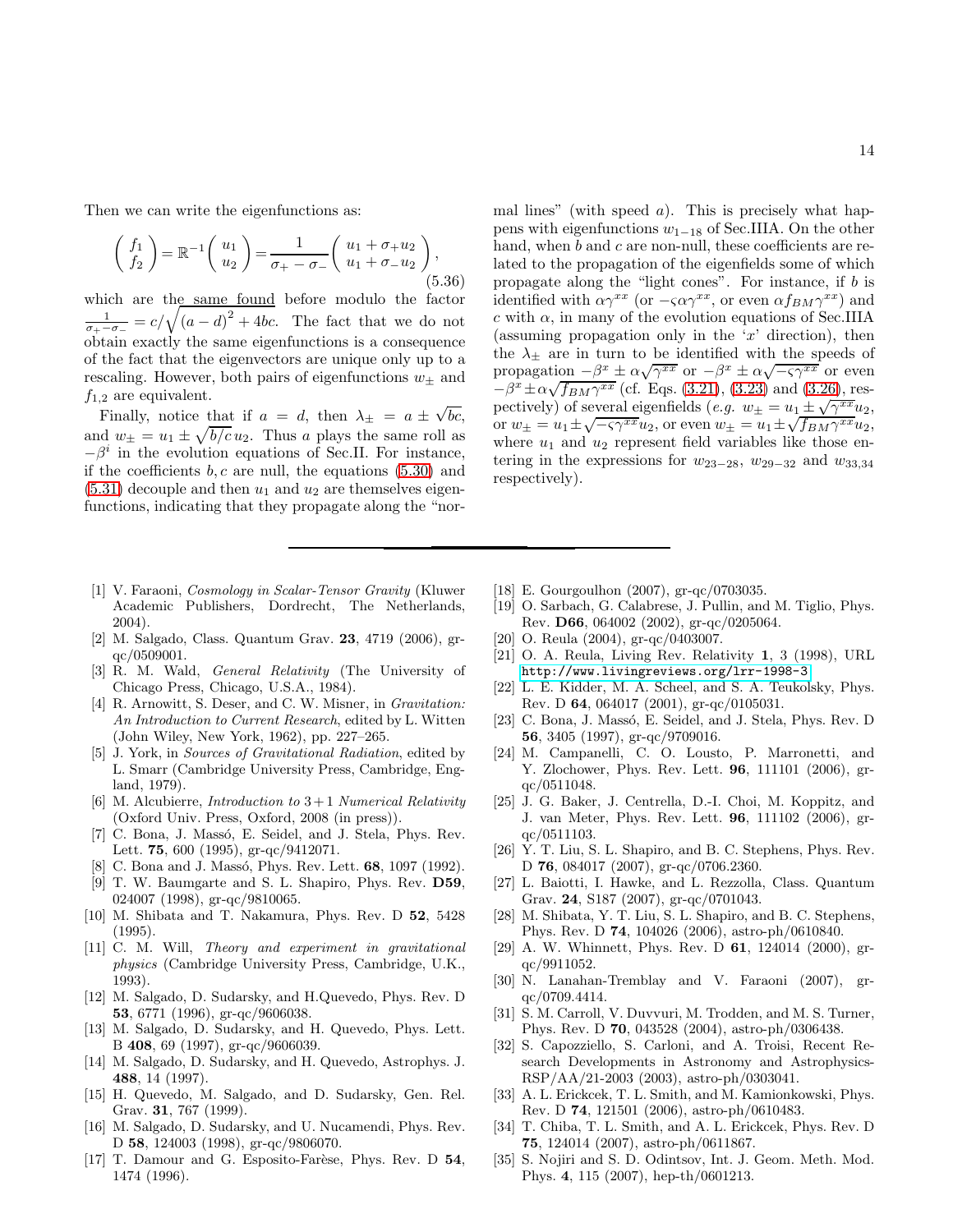Then we can write the eigenfunctions as:

$$\begin{pmatrix} f_1 \\ f_2 \end{pmatrix} = \mathbb{R}^{-1} \begin{pmatrix} u_1 \\ u_2 \end{pmatrix} = \frac{1}{\sigma_+ - \sigma_-} \begin{pmatrix} u_1 + \sigma_+ u_2 \\ u_1 + \sigma_- u_2 \end{pmatrix}, \tag{5.36}$$

which are the same found before modulo the factor $\frac{1}{\sigma_+ - \sigma_-} = c/\sqrt{(a-d)^2 + 4bc}$. The fact that we do not obtain exactly the same eigenfunctions is a consequence of the fact that the eigenvectors are unique only up to a rescaling. However, both pairs of eigenfunctions $w_\pm$ and $f_{1,2}$ are equivalent.

Finally, notice that if $a = d$, then $\lambda_\pm = a \pm \sqrt{bc}$, and $w_\pm = u_1 \pm \sqrt{b/c}\, u_2$. Thus $a$ plays the same roll as $-\beta^i$ in the evolution equations of Sec.II. For instance, if the coefficients $b, c$ are null, the equations (5.30) and (5.31) decouple and then $u_1$ and $u_2$ are themselves eigenfunctions, indicating that they propagate along the "normal lines" (with speed $a$). This is precisely what happens with eigenfunctions $w_{1-18}$ of Sec.IIIA. On the other hand, when $b$ and $c$ are non-null, these coefficients are related to the propagation of the eigenfields some of which propagate along the "light cones". For instance, if $b$ is identified with $\alpha\gamma^{xx}$ (or $-\varsigma\alpha\gamma^{xx}$, or even $\alpha f_{BM}\gamma^{xx}$) and $c$ with $\alpha$, in many of the evolution equations of Sec.IIIA (assuming propagation only in the '$x$' direction), then the $\lambda_\pm$ are in turn to be identified with the speeds of propagation $-\beta^x \pm \alpha\sqrt{\gamma^{xx}}$ or $-\beta^x \pm \alpha\sqrt{-\varsigma\gamma^{xx}}$ or even $-\beta^x \pm \alpha\sqrt{f_{BM}\gamma^{xx}}$ (cf. Eqs. (3.21), (3.23) and (3.26), respectively) of several eigenfields (*e.g.* $w_\pm = u_1 \pm \sqrt{\gamma^{xx}} u_2$, or $w_\pm = u_1 \pm \sqrt{-\varsigma\gamma^{xx}} u_2$, or even $w_\pm = u_1 \pm \sqrt{f_{BM}\gamma^{xx}} u_2$, where $u_1$ and $u_2$ represent field variables like those entering in the expressions for $w_{23-28}$, $w_{29-32}$ and $w_{33,34}$ respectively).

---

[1] V. Faraoni, *Cosmology in Scalar-Tensor Gravity* (Kluwer Academic Publishers, Dordrecht, The Netherlands, 2004).

[2] M. Salgado, Class. Quantum Grav. **23**, 4719 (2006), gr-qc/0509001.

[3] R. M. Wald, *General Relativity* (The University of Chicago Press, Chicago, U.S.A., 1984).

[4] R. Arnowitt, S. Deser, and C. W. Misner, in *Gravitation: An Introduction to Current Research*, edited by L. Witten (John Wiley, New York, 1962), pp. 227–265.

[5] J. York, in *Sources of Gravitational Radiation*, edited by L. Smarr (Cambridge University Press, Cambridge, England, 1979).

[6] M. Alcubierre, *Introduction to 3+1 Numerical Relativity* (Oxford Univ. Press, Oxford, 2008 (in press)).

[7] C. Bona, J. Massó, E. Seidel, and J. Stela, Phys. Rev. Lett. **75**, 600 (1995), gr-qc/9412071.

[8] C. Bona and J. Massó, Phys. Rev. Lett. **68**, 1097 (1992).

[9] T. W. Baumgarte and S. L. Shapiro, Phys. Rev. **D59**, 024007 (1998), gr-qc/9810065.

[10] M. Shibata and T. Nakamura, Phys. Rev. D **52**, 5428 (1995).

[11] C. M. Will, *Theory and experiment in gravitational physics* (Cambridge University Press, Cambridge, U.K., 1993).

[12] M. Salgado, D. Sudarsky, and H.Quevedo, Phys. Rev. D **53**, 6771 (1996), gr-qc/9606038.

[13] M. Salgado, D. Sudarsky, and H. Quevedo, Phys. Lett. B **408**, 69 (1997), gr-qc/9606039.

[14] M. Salgado, D. Sudarsky, and H. Quevedo, Astrophys. J. **488**, 14 (1997).

[15] H. Quevedo, M. Salgado, and D. Sudarsky, Gen. Rel. Grav. **31**, 767 (1999).

[16] M. Salgado, D. Sudarsky, and U. Nucamendi, Phys. Rev. D **58**, 124003 (1998), gr-qc/9806070.

[17] T. Damour and G. Esposito-Farèse, Phys. Rev. D **54**, 1474 (1996).

[18] E. Gourgoulhon (2007), gr-qc/0703035.

[19] O. Sarbach, G. Calabrese, J. Pullin, and M. Tiglio, Phys. Rev. **D66**, 064002 (2002), gr-qc/0205064.

[20] O. Reula (2004), gr-qc/0403007.

[21] O. A. Reula, Living Rev. Relativity **1**, 3 (1998), URL http://www.livingreviews.org/lrr-1998-3.

[22] L. E. Kidder, M. A. Scheel, and S. A. Teukolsky, Phys. Rev. D **64**, 064017 (2001), gr-qc/0105031.

[23] C. Bona, J. Massó, E. Seidel, and J. Stela, Phys. Rev. D **56**, 3405 (1997), gr-qc/9709016.

[24] M. Campanelli, C. O. Lousto, P. Marronetti, and Y. Zlochower, Phys. Rev. Lett. **96**, 111101 (2006), gr-qc/0511048.

[25] J. G. Baker, J. Centrella, D.-I. Choi, M. Koppitz, and J. van Meter, Phys. Rev. Lett. **96**, 111102 (2006), gr-qc/0511103.

[26] Y. T. Liu, S. L. Shapiro, and B. C. Stephens, Phys. Rev. D **76**, 084017 (2007), gr-qc/0706.2360.

[27] L. Baiotti, I. Hawke, and L. Rezzolla, Class. Quantum Grav. **24**, S187 (2007), gr-qc/0701043.

[28] M. Shibata, Y. T. Liu, S. L. Shapiro, and B. C. Stephens, Phys. Rev. D **74**, 104026 (2006), astro-ph/0610840.

[29] A. W. Whinnett, Phys. Rev. D **61**, 124014 (2000), gr-qc/9911052.

[30] N. Lanahan-Tremblay and V. Faraoni (2007), gr-qc/0709.4414.

[31] S. M. Carroll, V. Duvvuri, M. Trodden, and M. S. Turner, Phys. Rev. D **70**, 043528 (2004), astro-ph/0306438.

[32] S. Capozziello, S. Carloni, and A. Troisi, Recent Research Developments in Astronomy and Astrophysics-RSP/AA/21-2003 (2003), astro-ph/0303041.

[33] A. L. Erickcek, T. L. Smith, and M. Kamionkowski, Phys. Rev. D **74**, 121501 (2006), astro-ph/0610483.

[34] T. Chiba, T. L. Smith, and A. L. Erickcek, Phys. Rev. D **75**, 124014 (2007), astro-ph/0611867.

[35] S. Nojiri and S. D. Odintsov, Int. J. Geom. Meth. Mod. Phys. **4**, 115 (2007), hep-th/0601213.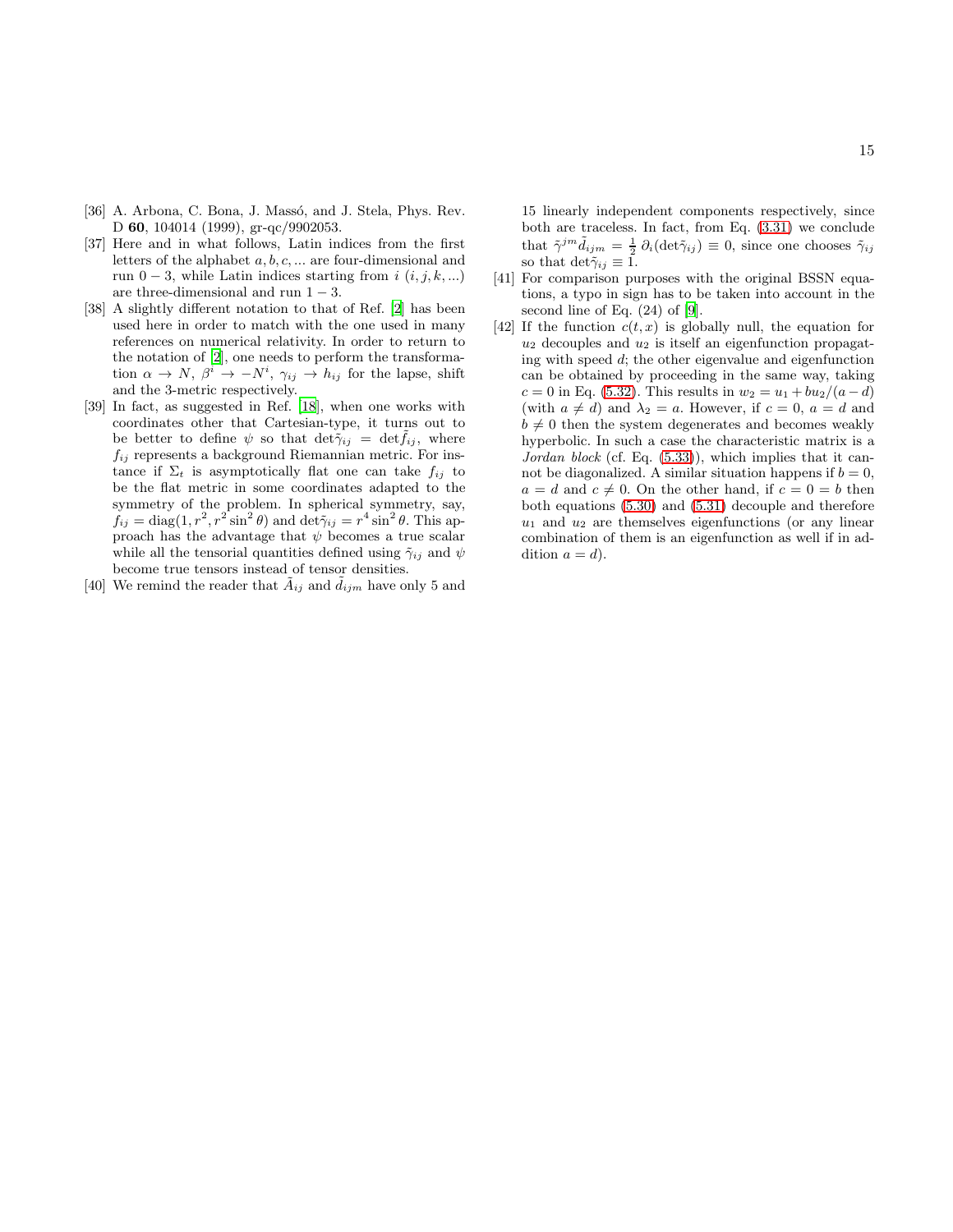[36] A. Arbona, C. Bona, J. Massó, and J. Stela, Phys. Rev. D **60**, 104014 (1999), gr-qc/9902053.

[37] Here and in what follows, Latin indices from the first letters of the alphabet $a, b, c, ...$ are four-dimensional and run $0-3$, while Latin indices starting from $i$ $(i, j, k, ...)$ are three-dimensional and run $1-3$.

[38] A slightly different notation to that of Ref. [2] has been used here in order to match with the one used in many references on numerical relativity. In order to return to the notation of [2], one needs to perform the transformation $\alpha \to N$, $\beta^i \to -N^i$, $\gamma_{ij} \to h_{ij}$ for the lapse, shift and the 3-metric respectively.

[39] In fact, as suggested in Ref. [18], when one works with coordinates other that Cartesian-type, it turns out to be better to define $\psi$ so that $\det\tilde{\gamma}_{ij} = \det \tilde{f}_{ij}$, where $f_{ij}$ represents a background Riemannian metric. For instance if $\Sigma_t$ is asymptotically flat one can take $f_{ij}$ to be the flat metric in some coordinates adapted to the symmetry of the problem. In spherical symmetry, say, $f_{ij} = \mathrm{diag}(1, r^2, r^2 \sin^2\theta)$ and $\det\tilde{\gamma}_{ij} = r^4 \sin^2\theta$. This approach has the advantage that $\psi$ becomes a true scalar while all the tensorial quantities defined using $\tilde{\gamma}_{ij}$ and $\psi$ become true tensors instead of tensor densities.

[40] We remind the reader that $\tilde{A}_{ij}$ and $\tilde{d}_{ijm}$ have only 5 and 15 linearly independent components respectively, since both are traceless. In fact, from Eq. (3.31) we conclude that $\tilde{\gamma}^{jm}\tilde{d}_{ijm} = \frac{1}{2}\,\partial_i(\det\tilde{\gamma}_{ij}) \equiv 0$, since one chooses $\tilde{\gamma}_{ij}$ so that $\det\tilde{\gamma}_{ij} \equiv 1$.

[41] For comparison purposes with the original BSSN equations, a typo in sign has to be taken into account in the second line of Eq. (24) of [9].

[42] If the function $c(t, x)$ is globally null, the equation for $u_2$ decouples and $u_2$ is itself an eigenfunction propagating with speed $d$; the other eigenvalue and eigenfunction can be obtained by proceeding in the same way, taking $c = 0$ in Eq. (5.32). This results in $w_2 = u_1 + bu_2/(a-d)$ (with $a \neq d$) and $\lambda_2 = a$. However, if $c = 0$, $a = d$ and $b \neq 0$ then the system degenerates and becomes weakly hyperbolic. In such a case the characteristic matrix is a *Jordan block* (cf. Eq. (5.33)), which implies that it cannot be diagonalized. A similar situation happens if $b = 0$, $a = d$ and $c \neq 0$. On the other hand, if $c = 0 = b$ then both equations (5.30) and (5.31) decouple and therefore $u_1$ and $u_2$ are themselves eigenfunctions (or any linear combination of them is an eigenfunction as well if in addition $a = d$).